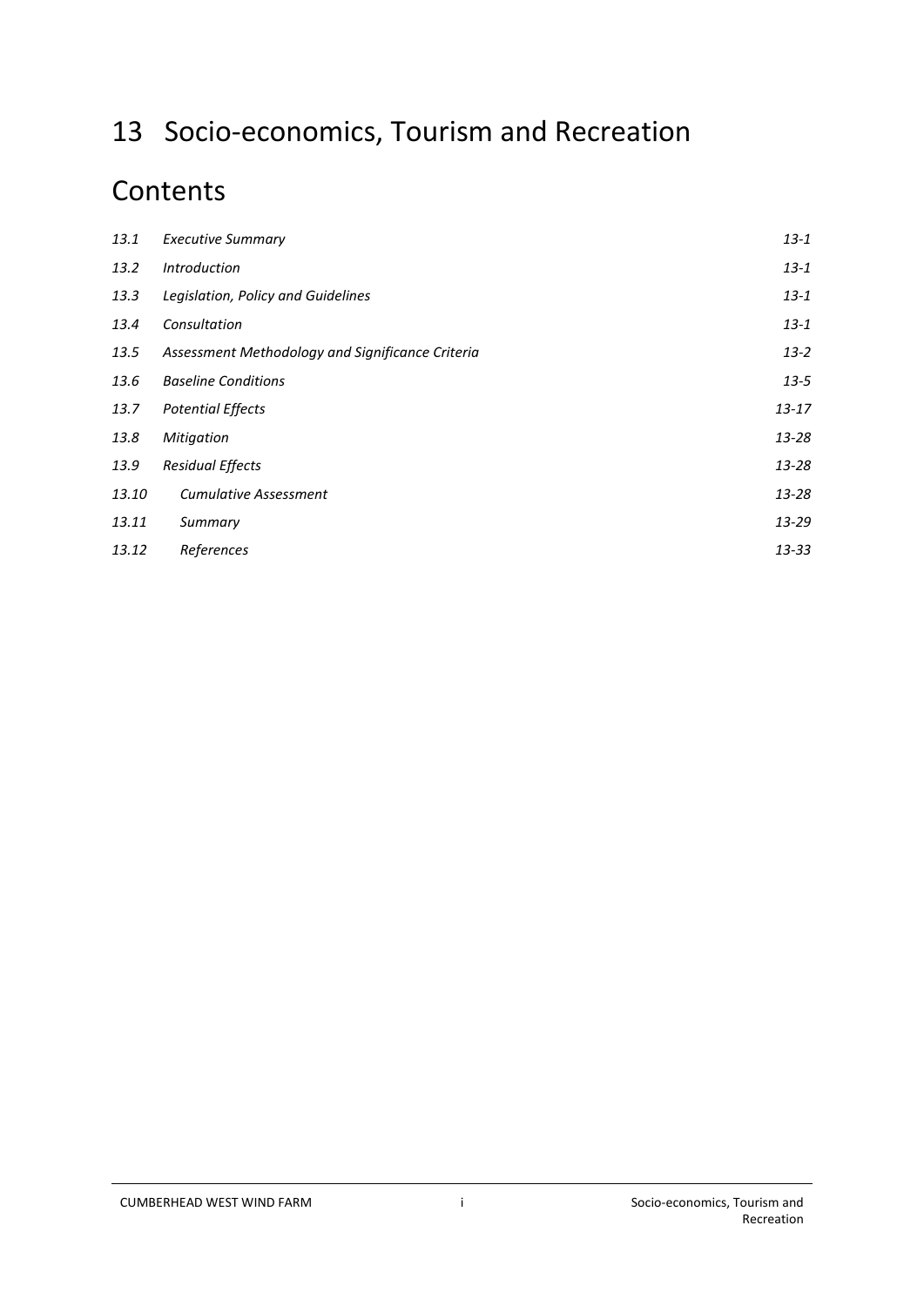# 13 Socio-economics, Tourism and Recreation

## Contents

| | | |
|---|---|---|
| *13.1* | *Executive Summary* | *13-1* |
| *13.2* | *Introduction* | *13-1* |
| *13.3* | *Legislation, Policy and Guidelines* | *13-1* |
| *13.4* | *Consultation* | *13-1* |
| *13.5* | *Assessment Methodology and Significance Criteria* | *13-2* |
| *13.6* | *Baseline Conditions* | *13-5* |
| *13.7* | *Potential Effects* | *13-17* |
| *13.8* | *Mitigation* | *13-28* |
| *13.9* | *Residual Effects* | *13-28* |
| *13.10* | *Cumulative Assessment* | *13-28* |
| *13.11* | *Summary* | *13-29* |
| *13.12* | *References* | *13-33* |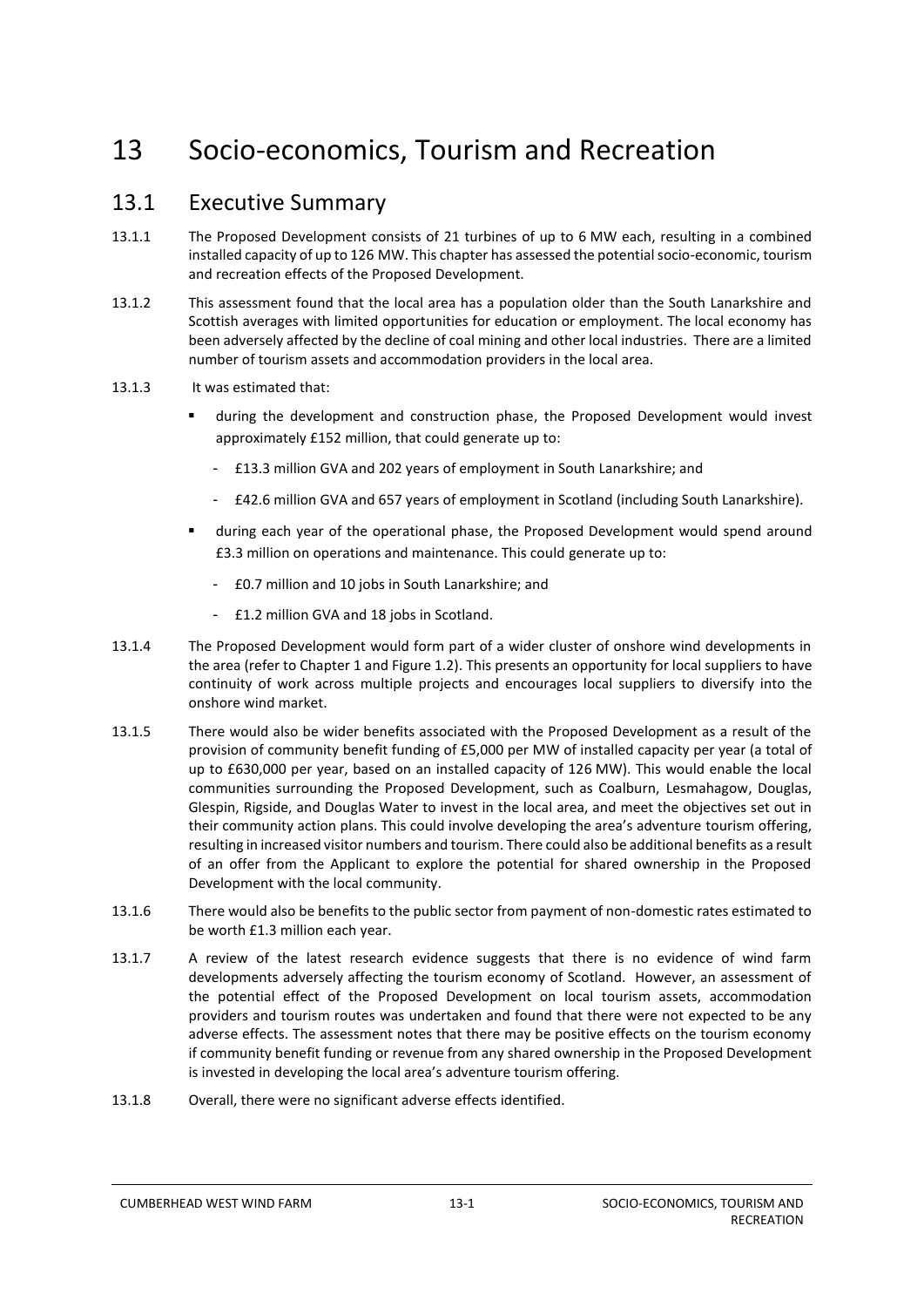# 13 Socio-economics, Tourism and Recreation

## 13.1 Executive Summary

13.1.1 The Proposed Development consists of 21 turbines of up to 6 MW each, resulting in a combined installed capacity of up to 126 MW. This chapter has assessed the potential socio-economic, tourism and recreation effects of the Proposed Development.

13.1.2 This assessment found that the local area has a population older than the South Lanarkshire and Scottish averages with limited opportunities for education or employment. The local economy has been adversely affected by the decline of coal mining and other local industries. There are a limited number of tourism assets and accommodation providers in the local area.

13.1.3 It was estimated that:

- during the development and construction phase, the Proposed Development would invest approximately £152 million, that could generate up to:
  - £13.3 million GVA and 202 years of employment in South Lanarkshire; and
  - £42.6 million GVA and 657 years of employment in Scotland (including South Lanarkshire).
- during each year of the operational phase, the Proposed Development would spend around £3.3 million on operations and maintenance. This could generate up to:
  - £0.7 million and 10 jobs in South Lanarkshire; and
  - £1.2 million GVA and 18 jobs in Scotland.

13.1.4 The Proposed Development would form part of a wider cluster of onshore wind developments in the area (refer to Chapter 1 and Figure 1.2). This presents an opportunity for local suppliers to have continuity of work across multiple projects and encourages local suppliers to diversify into the onshore wind market.

13.1.5 There would also be wider benefits associated with the Proposed Development as a result of the provision of community benefit funding of £5,000 per MW of installed capacity per year (a total of up to £630,000 per year, based on an installed capacity of 126 MW). This would enable the local communities surrounding the Proposed Development, such as Coalburn, Lesmahagow, Douglas, Glespin, Rigside, and Douglas Water to invest in the local area, and meet the objectives set out in their community action plans. This could involve developing the area's adventure tourism offering, resulting in increased visitor numbers and tourism. There could also be additional benefits as a result of an offer from the Applicant to explore the potential for shared ownership in the Proposed Development with the local community.

13.1.6 There would also be benefits to the public sector from payment of non-domestic rates estimated to be worth £1.3 million each year.

13.1.7 A review of the latest research evidence suggests that there is no evidence of wind farm developments adversely affecting the tourism economy of Scotland. However, an assessment of the potential effect of the Proposed Development on local tourism assets, accommodation providers and tourism routes was undertaken and found that there were not expected to be any adverse effects. The assessment notes that there may be positive effects on the tourism economy if community benefit funding or revenue from any shared ownership in the Proposed Development is invested in developing the local area's adventure tourism offering.

13.1.8 Overall, there were no significant adverse effects identified.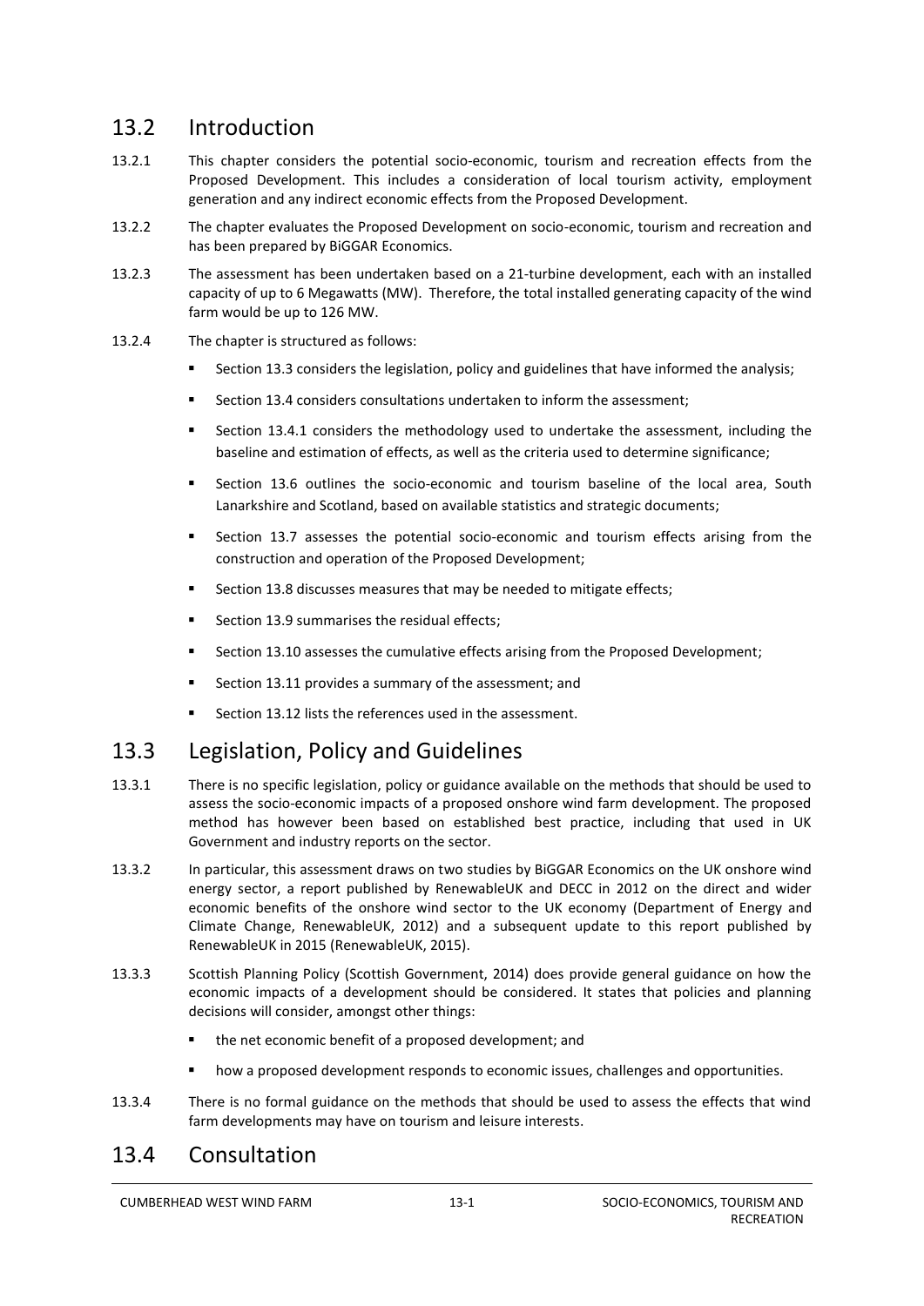## 13.2 Introduction

13.2.1 This chapter considers the potential socio-economic, tourism and recreation effects from the Proposed Development. This includes a consideration of local tourism activity, employment generation and any indirect economic effects from the Proposed Development.

13.2.2 The chapter evaluates the Proposed Development on socio-economic, tourism and recreation and has been prepared by BiGGAR Economics.

13.2.3 The assessment has been undertaken based on a 21-turbine development, each with an installed capacity of up to 6 Megawatts (MW). Therefore, the total installed generating capacity of the wind farm would be up to 126 MW.

13.2.4 The chapter is structured as follows:

- Section 13.3 considers the legislation, policy and guidelines that have informed the analysis;
- Section 13.4 considers consultations undertaken to inform the assessment;
- Section 13.4.1 considers the methodology used to undertake the assessment, including the baseline and estimation of effects, as well as the criteria used to determine significance;
- Section 13.6 outlines the socio-economic and tourism baseline of the local area, South Lanarkshire and Scotland, based on available statistics and strategic documents;
- Section 13.7 assesses the potential socio-economic and tourism effects arising from the construction and operation of the Proposed Development;
- Section 13.8 discusses measures that may be needed to mitigate effects;
- Section 13.9 summarises the residual effects;
- Section 13.10 assesses the cumulative effects arising from the Proposed Development;
- Section 13.11 provides a summary of the assessment; and
- Section 13.12 lists the references used in the assessment.

## 13.3 Legislation, Policy and Guidelines

13.3.1 There is no specific legislation, policy or guidance available on the methods that should be used to assess the socio-economic impacts of a proposed onshore wind farm development. The proposed method has however been based on established best practice, including that used in UK Government and industry reports on the sector.

13.3.2 In particular, this assessment draws on two studies by BiGGAR Economics on the UK onshore wind energy sector, a report published by RenewableUK and DECC in 2012 on the direct and wider economic benefits of the onshore wind sector to the UK economy (Department of Energy and Climate Change, RenewableUK, 2012) and a subsequent update to this report published by RenewableUK in 2015 (RenewableUK, 2015).

13.3.3 Scottish Planning Policy (Scottish Government, 2014) does provide general guidance on how the economic impacts of a development should be considered. It states that policies and planning decisions will consider, amongst other things:

- the net economic benefit of a proposed development; and
- how a proposed development responds to economic issues, challenges and opportunities.

13.3.4 There is no formal guidance on the methods that should be used to assess the effects that wind farm developments may have on tourism and leisure interests.

## 13.4 Consultation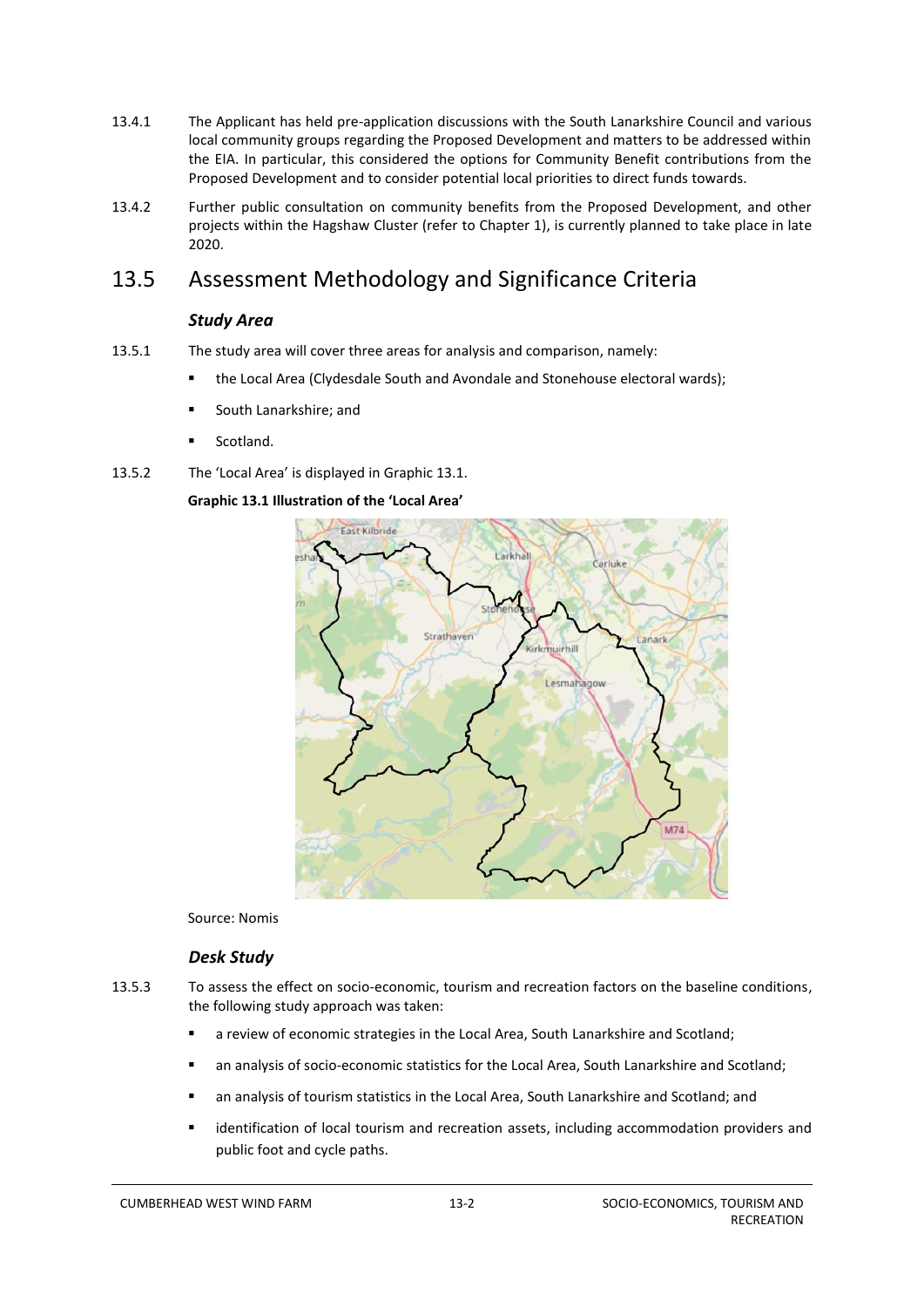13.4.1 The Applicant has held pre-application discussions with the South Lanarkshire Council and various local community groups regarding the Proposed Development and matters to be addressed within the EIA. In particular, this considered the options for Community Benefit contributions from the Proposed Development and to consider potential local priorities to direct funds towards.

13.4.2 Further public consultation on community benefits from the Proposed Development, and other projects within the Hagshaw Cluster (refer to Chapter 1), is currently planned to take place in late 2020.

## 13.5 Assessment Methodology and Significance Criteria

### *Study Area*

13.5.1 The study area will cover three areas for analysis and comparison, namely:

- the Local Area (Clydesdale South and Avondale and Stonehouse electoral wards);
- South Lanarkshire; and
- Scotland.

13.5.2 The 'Local Area' is displayed in Graphic 13.1.

**Graphic 13.1 Illustration of the 'Local Area'**

Source: Nomis

### *Desk Study*

13.5.3 To assess the effect on socio-economic, tourism and recreation factors on the baseline conditions, the following study approach was taken:

- a review of economic strategies in the Local Area, South Lanarkshire and Scotland;
- an analysis of socio-economic statistics for the Local Area, South Lanarkshire and Scotland;
- an analysis of tourism statistics in the Local Area, South Lanarkshire and Scotland; and
- identification of local tourism and recreation assets, including accommodation providers and public foot and cycle paths.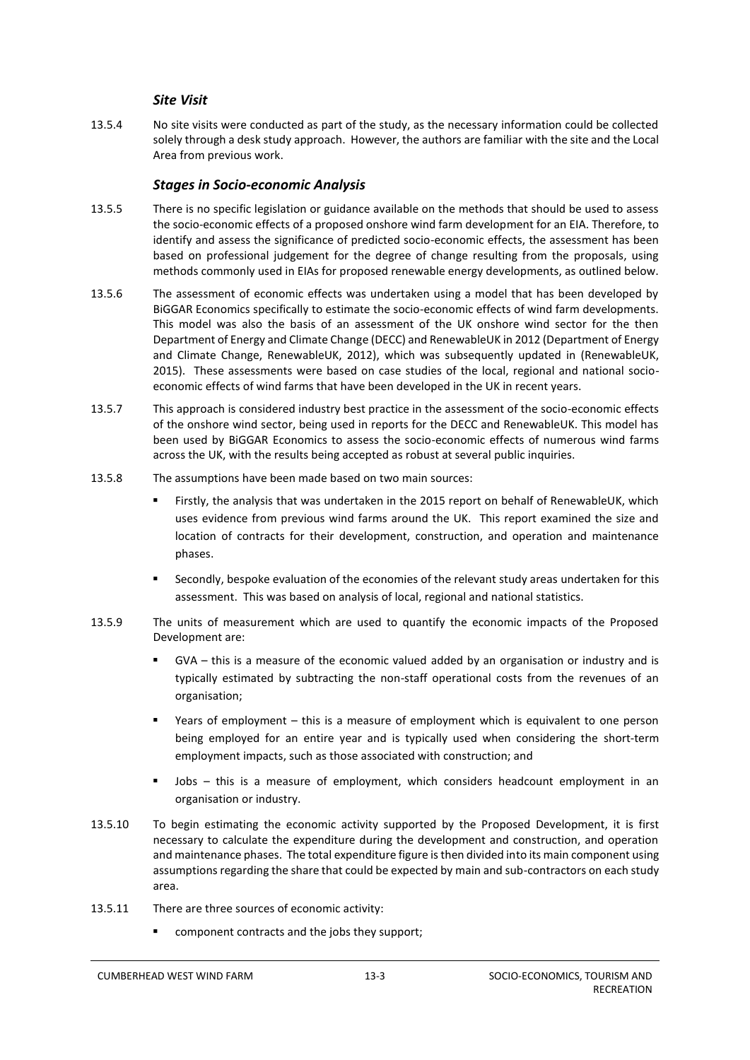### *Site Visit*

13.5.4 No site visits were conducted as part of the study, as the necessary information could be collected solely through a desk study approach. However, the authors are familiar with the site and the Local Area from previous work.

### *Stages in Socio-economic Analysis*

13.5.5 There is no specific legislation or guidance available on the methods that should be used to assess the socio-economic effects of a proposed onshore wind farm development for an EIA. Therefore, to identify and assess the significance of predicted socio-economic effects, the assessment has been based on professional judgement for the degree of change resulting from the proposals, using methods commonly used in EIAs for proposed renewable energy developments, as outlined below.

13.5.6 The assessment of economic effects was undertaken using a model that has been developed by BiGGAR Economics specifically to estimate the socio-economic effects of wind farm developments. This model was also the basis of an assessment of the UK onshore wind sector for the then Department of Energy and Climate Change (DECC) and RenewableUK in 2012 (Department of Energy and Climate Change, RenewableUK, 2012), which was subsequently updated in (RenewableUK, 2015). These assessments were based on case studies of the local, regional and national socio-economic effects of wind farms that have been developed in the UK in recent years.

13.5.7 This approach is considered industry best practice in the assessment of the socio-economic effects of the onshore wind sector, being used in reports for the DECC and RenewableUK. This model has been used by BiGGAR Economics to assess the socio-economic effects of numerous wind farms across the UK, with the results being accepted as robust at several public inquiries.

13.5.8 The assumptions have been made based on two main sources:

- Firstly, the analysis that was undertaken in the 2015 report on behalf of RenewableUK, which uses evidence from previous wind farms around the UK. This report examined the size and location of contracts for their development, construction, and operation and maintenance phases.
- Secondly, bespoke evaluation of the economies of the relevant study areas undertaken for this assessment. This was based on analysis of local, regional and national statistics.

13.5.9 The units of measurement which are used to quantify the economic impacts of the Proposed Development are:

- GVA – this is a measure of the economic valued added by an organisation or industry and is typically estimated by subtracting the non-staff operational costs from the revenues of an organisation;
- Years of employment – this is a measure of employment which is equivalent to one person being employed for an entire year and is typically used when considering the short-term employment impacts, such as those associated with construction; and
- Jobs – this is a measure of employment, which considers headcount employment in an organisation or industry.

13.5.10 To begin estimating the economic activity supported by the Proposed Development, it is first necessary to calculate the expenditure during the development and construction, and operation and maintenance phases. The total expenditure figure is then divided into its main component using assumptions regarding the share that could be expected by main and sub-contractors on each study area.

13.5.11 There are three sources of economic activity:

- component contracts and the jobs they support;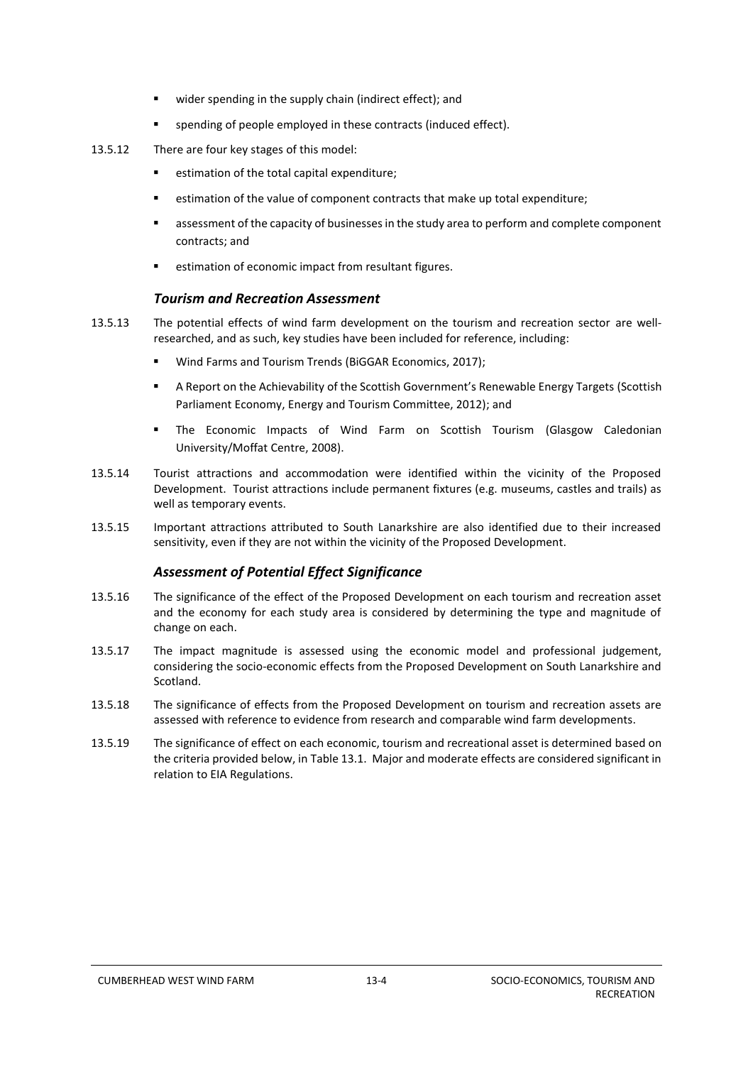- wider spending in the supply chain (indirect effect); and
- spending of people employed in these contracts (induced effect).

13.5.12 There are four key stages of this model:

- estimation of the total capital expenditure;
- estimation of the value of component contracts that make up total expenditure;
- assessment of the capacity of businesses in the study area to perform and complete component contracts; and
- estimation of economic impact from resultant figures.

### *Tourism and Recreation Assessment*

13.5.13 The potential effects of wind farm development on the tourism and recreation sector are well-researched, and as such, key studies have been included for reference, including:

- Wind Farms and Tourism Trends (BiGGAR Economics, 2017);
- A Report on the Achievability of the Scottish Government's Renewable Energy Targets (Scottish Parliament Economy, Energy and Tourism Committee, 2012); and
- The Economic Impacts of Wind Farm on Scottish Tourism (Glasgow Caledonian University/Moffat Centre, 2008).

13.5.14 Tourist attractions and accommodation were identified within the vicinity of the Proposed Development. Tourist attractions include permanent fixtures (e.g. museums, castles and trails) as well as temporary events.

13.5.15 Important attractions attributed to South Lanarkshire are also identified due to their increased sensitivity, even if they are not within the vicinity of the Proposed Development.

### *Assessment of Potential Effect Significance*

13.5.16 The significance of the effect of the Proposed Development on each tourism and recreation asset and the economy for each study area is considered by determining the type and magnitude of change on each.

13.5.17 The impact magnitude is assessed using the economic model and professional judgement, considering the socio-economic effects from the Proposed Development on South Lanarkshire and Scotland.

13.5.18 The significance of effects from the Proposed Development on tourism and recreation assets are assessed with reference to evidence from research and comparable wind farm developments.

13.5.19 The significance of effect on each economic, tourism and recreational asset is determined based on the criteria provided below, in Table 13.1. Major and moderate effects are considered significant in relation to EIA Regulations.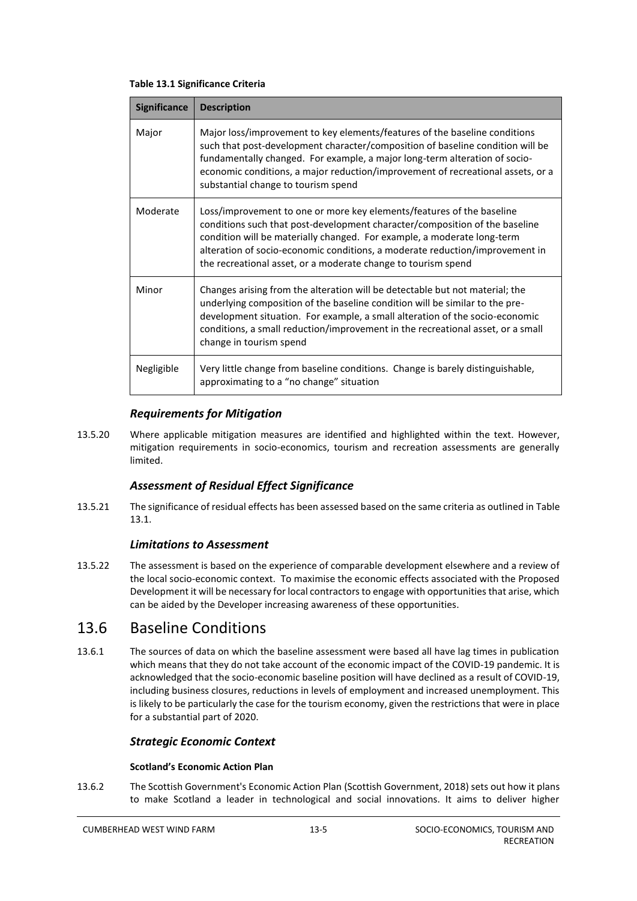**Table 13.1 Significance Criteria**

| Significance | Description |
| --- | --- |
| Major | Major loss/improvement to key elements/features of the baseline conditions such that post-development character/composition of baseline condition will be fundamentally changed. For example, a major long-term alteration of socio-economic conditions, a major reduction/improvement of recreational assets, or a substantial change to tourism spend |
| Moderate | Loss/improvement to one or more key elements/features of the baseline conditions such that post-development character/composition of the baseline condition will be materially changed. For example, a moderate long-term alteration of socio-economic conditions, a moderate reduction/improvement in the recreational asset, or a moderate change to tourism spend |
| Minor | Changes arising from the alteration will be detectable but not material; the underlying composition of the baseline condition will be similar to the pre-development situation. For example, a small alteration of the socio-economic conditions, a small reduction/improvement in the recreational asset, or a small change in tourism spend |
| Negligible | Very little change from baseline conditions. Change is barely distinguishable, approximating to a "no change" situation |

### *Requirements for Mitigation*

13.5.20 Where applicable mitigation measures are identified and highlighted within the text. However, mitigation requirements in socio-economics, tourism and recreation assessments are generally limited.

### *Assessment of Residual Effect Significance*

13.5.21 The significance of residual effects has been assessed based on the same criteria as outlined in Table 13.1.

### *Limitations to Assessment*

13.5.22 The assessment is based on the experience of comparable development elsewhere and a review of the local socio-economic context. To maximise the economic effects associated with the Proposed Development it will be necessary for local contractors to engage with opportunities that arise, which can be aided by the Developer increasing awareness of these opportunities.

## 13.6 Baseline Conditions

13.6.1 The sources of data on which the baseline assessment were based all have lag times in publication which means that they do not take account of the economic impact of the COVID-19 pandemic. It is acknowledged that the socio-economic baseline position will have declined as a result of COVID-19, including business closures, reductions in levels of employment and increased unemployment. This is likely to be particularly the case for the tourism economy, given the restrictions that were in place for a substantial part of 2020.

### *Strategic Economic Context*

#### **Scotland's Economic Action Plan**

13.6.2 The Scottish Government's Economic Action Plan (Scottish Government, 2018) sets out how it plans to make Scotland a leader in technological and social innovations. It aims to deliver higher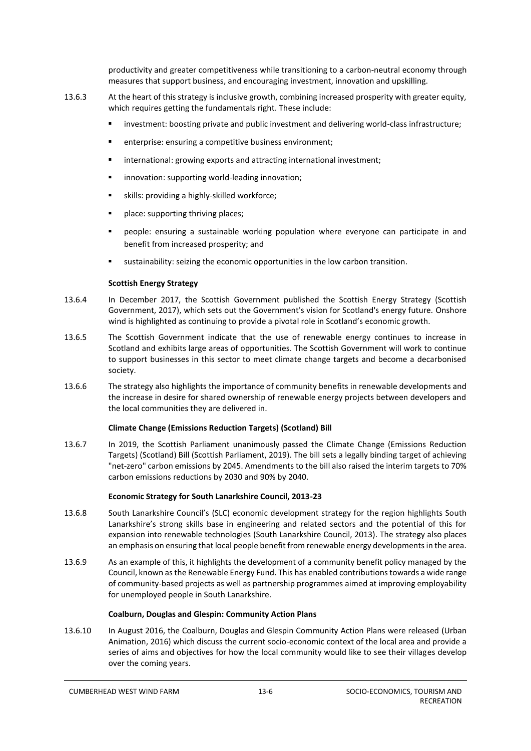productivity and greater competitiveness while transitioning to a carbon-neutral economy through measures that support business, and encouraging investment, innovation and upskilling.

13.6.3 At the heart of this strategy is inclusive growth, combining increased prosperity with greater equity, which requires getting the fundamentals right. These include:

- investment: boosting private and public investment and delivering world-class infrastructure;
- enterprise: ensuring a competitive business environment;
- international: growing exports and attracting international investment;
- innovation: supporting world-leading innovation;
- skills: providing a highly-skilled workforce;
- place: supporting thriving places;
- people: ensuring a sustainable working population where everyone can participate in and benefit from increased prosperity; and
- sustainability: seizing the economic opportunities in the low carbon transition.

**Scottish Energy Strategy**

13.6.4 In December 2017, the Scottish Government published the Scottish Energy Strategy (Scottish Government, 2017), which sets out the Government's vision for Scotland's energy future. Onshore wind is highlighted as continuing to provide a pivotal role in Scotland's economic growth.

13.6.5 The Scottish Government indicate that the use of renewable energy continues to increase in Scotland and exhibits large areas of opportunities. The Scottish Government will work to continue to support businesses in this sector to meet climate change targets and become a decarbonised society.

13.6.6 The strategy also highlights the importance of community benefits in renewable developments and the increase in desire for shared ownership of renewable energy projects between developers and the local communities they are delivered in.

**Climate Change (Emissions Reduction Targets) (Scotland) Bill**

13.6.7 In 2019, the Scottish Parliament unanimously passed the Climate Change (Emissions Reduction Targets) (Scotland) Bill (Scottish Parliament, 2019). The bill sets a legally binding target of achieving "net-zero" carbon emissions by 2045. Amendments to the bill also raised the interim targets to 70% carbon emissions reductions by 2030 and 90% by 2040.

**Economic Strategy for South Lanarkshire Council, 2013-23**

13.6.8 South Lanarkshire Council's (SLC) economic development strategy for the region highlights South Lanarkshire's strong skills base in engineering and related sectors and the potential of this for expansion into renewable technologies (South Lanarkshire Council, 2013). The strategy also places an emphasis on ensuring that local people benefit from renewable energy developments in the area.

13.6.9 As an example of this, it highlights the development of a community benefit policy managed by the Council, known as the Renewable Energy Fund. This has enabled contributions towards a wide range of community-based projects as well as partnership programmes aimed at improving employability for unemployed people in South Lanarkshire.

**Coalburn, Douglas and Glespin: Community Action Plans**

13.6.10 In August 2016, the Coalburn, Douglas and Glespin Community Action Plans were released (Urban Animation, 2016) which discuss the current socio-economic context of the local area and provide a series of aims and objectives for how the local community would like to see their villages develop over the coming years.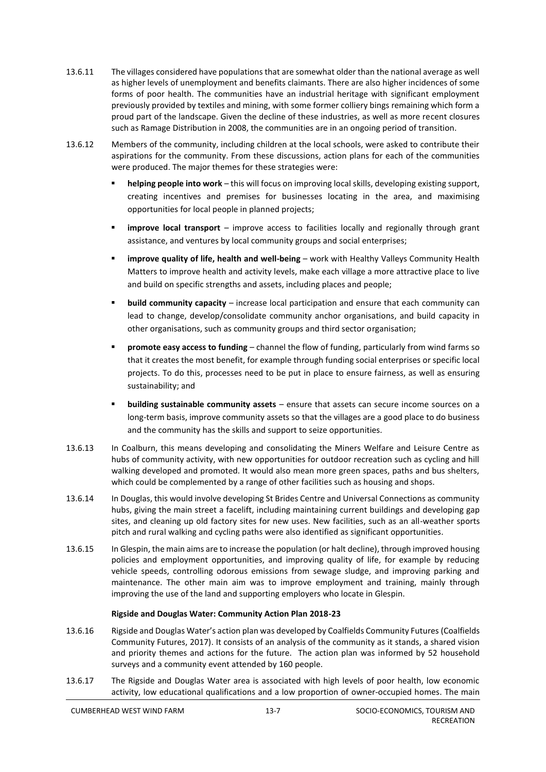13.6.11 The villages considered have populations that are somewhat older than the national average as well as higher levels of unemployment and benefits claimants. There are also higher incidences of some forms of poor health. The communities have an industrial heritage with significant employment previously provided by textiles and mining, with some former colliery bings remaining which form a proud part of the landscape. Given the decline of these industries, as well as more recent closures such as Ramage Distribution in 2008, the communities are in an ongoing period of transition.

13.6.12 Members of the community, including children at the local schools, were asked to contribute their aspirations for the community. From these discussions, action plans for each of the communities were produced. The major themes for these strategies were:

- **helping people into work** – this will focus on improving local skills, developing existing support, creating incentives and premises for businesses locating in the area, and maximising opportunities for local people in planned projects;
- **improve local transport** – improve access to facilities locally and regionally through grant assistance, and ventures by local community groups and social enterprises;
- **improve quality of life, health and well-being** – work with Healthy Valleys Community Health Matters to improve health and activity levels, make each village a more attractive place to live and build on specific strengths and assets, including places and people;
- **build community capacity** – increase local participation and ensure that each community can lead to change, develop/consolidate community anchor organisations, and build capacity in other organisations, such as community groups and third sector organisation;
- **promote easy access to funding** – channel the flow of funding, particularly from wind farms so that it creates the most benefit, for example through funding social enterprises or specific local projects. To do this, processes need to be put in place to ensure fairness, as well as ensuring sustainability; and
- **building sustainable community assets** – ensure that assets can secure income sources on a long-term basis, improve community assets so that the villages are a good place to do business and the community has the skills and support to seize opportunities.

13.6.13 In Coalburn, this means developing and consolidating the Miners Welfare and Leisure Centre as hubs of community activity, with new opportunities for outdoor recreation such as cycling and hill walking developed and promoted. It would also mean more green spaces, paths and bus shelters, which could be complemented by a range of other facilities such as housing and shops.

13.6.14 In Douglas, this would involve developing St Brides Centre and Universal Connections as community hubs, giving the main street a facelift, including maintaining current buildings and developing gap sites, and cleaning up old factory sites for new uses. New facilities, such as an all-weather sports pitch and rural walking and cycling paths were also identified as significant opportunities.

13.6.15 In Glespin, the main aims are to increase the population (or halt decline), through improved housing policies and employment opportunities, and improving quality of life, for example by reducing vehicle speeds, controlling odorous emissions from sewage sludge, and improving parking and maintenance. The other main aim was to improve employment and training, mainly through improving the use of the land and supporting employers who locate in Glespin.

**Rigside and Douglas Water: Community Action Plan 2018-23**

13.6.16 Rigside and Douglas Water's action plan was developed by Coalfields Community Futures (Coalfields Community Futures, 2017). It consists of an analysis of the community as it stands, a shared vision and priority themes and actions for the future. The action plan was informed by 52 household surveys and a community event attended by 160 people.

13.6.17 The Rigside and Douglas Water area is associated with high levels of poor health, low economic activity, low educational qualifications and a low proportion of owner-occupied homes. The main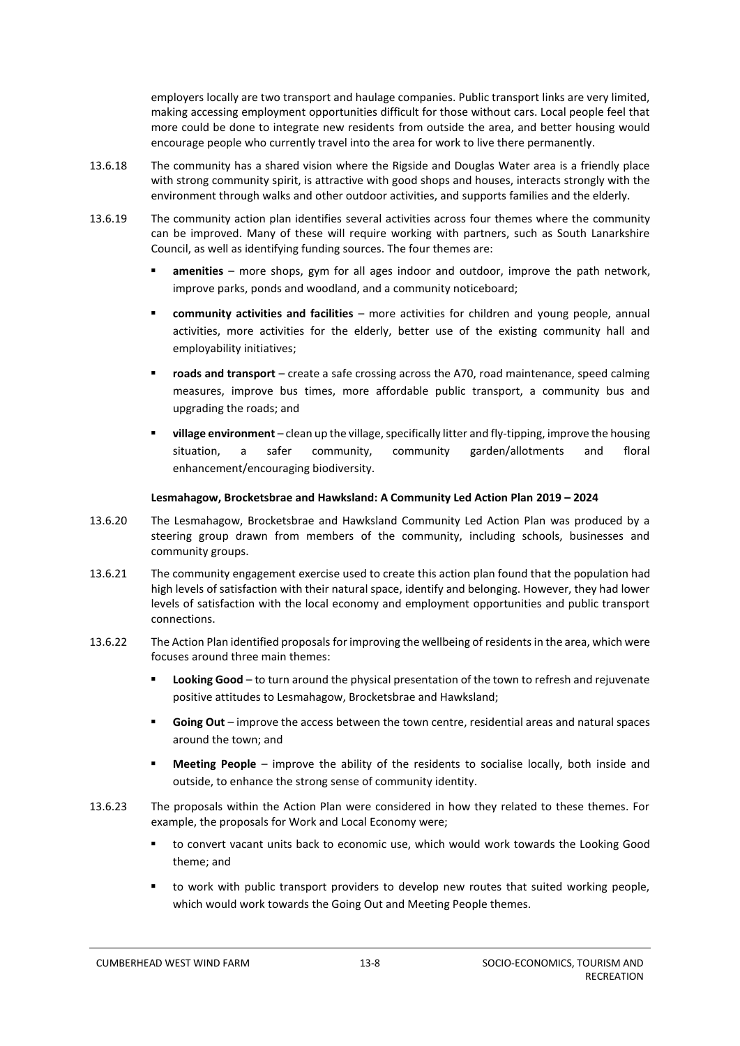employers locally are two transport and haulage companies. Public transport links are very limited, making accessing employment opportunities difficult for those without cars. Local people feel that more could be done to integrate new residents from outside the area, and better housing would encourage people who currently travel into the area for work to live there permanently.

13.6.18 The community has a shared vision where the Rigside and Douglas Water area is a friendly place with strong community spirit, is attractive with good shops and houses, interacts strongly with the environment through walks and other outdoor activities, and supports families and the elderly.

13.6.19 The community action plan identifies several activities across four themes where the community can be improved. Many of these will require working with partners, such as South Lanarkshire Council, as well as identifying funding sources. The four themes are:

- **amenities** – more shops, gym for all ages indoor and outdoor, improve the path network, improve parks, ponds and woodland, and a community noticeboard;
- **community activities and facilities** – more activities for children and young people, annual activities, more activities for the elderly, better use of the existing community hall and employability initiatives;
- **roads and transport** – create a safe crossing across the A70, road maintenance, speed calming measures, improve bus times, more affordable public transport, a community bus and upgrading the roads; and
- **village environment** – clean up the village, specifically litter and fly-tipping, improve the housing situation, a safer community, community garden/allotments and floral enhancement/encouraging biodiversity.

**Lesmahagow, Brocketsbrae and Hawksland: A Community Led Action Plan 2019 – 2024**

13.6.20 The Lesmahagow, Brocketsbrae and Hawksland Community Led Action Plan was produced by a steering group drawn from members of the community, including schools, businesses and community groups.

13.6.21 The community engagement exercise used to create this action plan found that the population had high levels of satisfaction with their natural space, identify and belonging. However, they had lower levels of satisfaction with the local economy and employment opportunities and public transport connections.

13.6.22 The Action Plan identified proposals for improving the wellbeing of residents in the area, which were focuses around three main themes:

- **Looking Good** – to turn around the physical presentation of the town to refresh and rejuvenate positive attitudes to Lesmahagow, Brocketsbrae and Hawksland;
- **Going Out** – improve the access between the town centre, residential areas and natural spaces around the town; and
- **Meeting People** – improve the ability of the residents to socialise locally, both inside and outside, to enhance the strong sense of community identity.

13.6.23 The proposals within the Action Plan were considered in how they related to these themes. For example, the proposals for Work and Local Economy were;

- to convert vacant units back to economic use, which would work towards the Looking Good theme; and
- to work with public transport providers to develop new routes that suited working people, which would work towards the Going Out and Meeting People themes.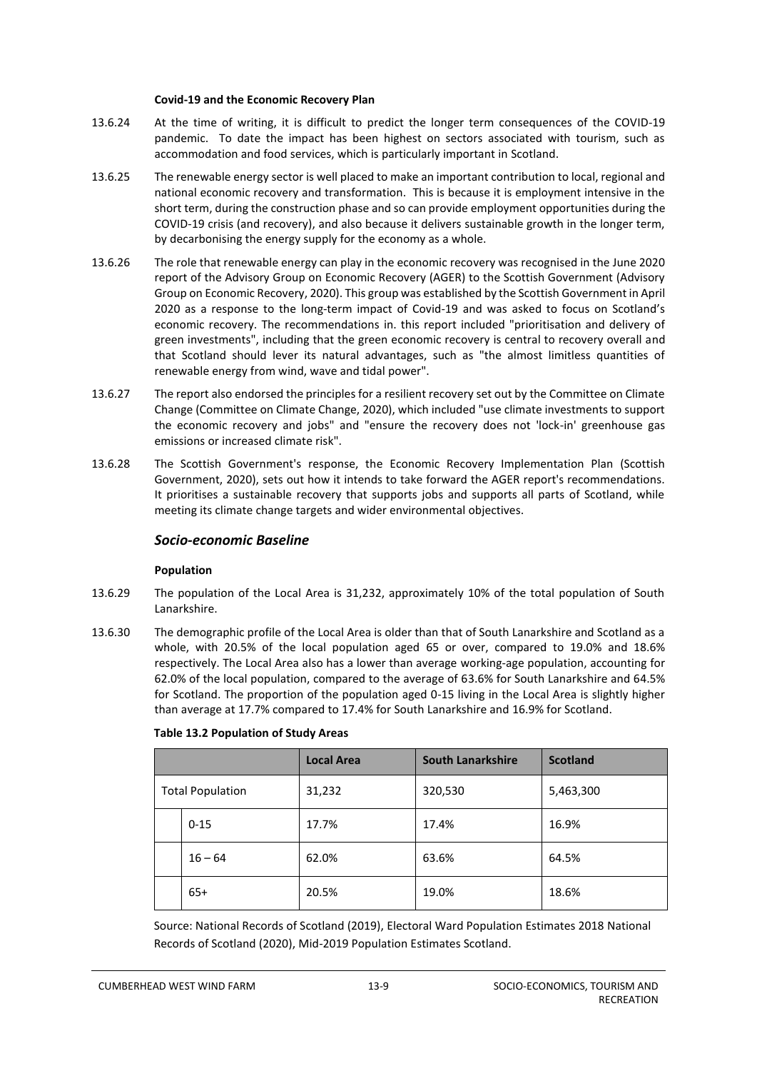**Covid-19 and the Economic Recovery Plan**

13.6.24 At the time of writing, it is difficult to predict the longer term consequences of the COVID-19 pandemic. To date the impact has been highest on sectors associated with tourism, such as accommodation and food services, which is particularly important in Scotland.

13.6.25 The renewable energy sector is well placed to make an important contribution to local, regional and national economic recovery and transformation. This is because it is employment intensive in the short term, during the construction phase and so can provide employment opportunities during the COVID-19 crisis (and recovery), and also because it delivers sustainable growth in the longer term, by decarbonising the energy supply for the economy as a whole.

13.6.26 The role that renewable energy can play in the economic recovery was recognised in the June 2020 report of the Advisory Group on Economic Recovery (AGER) to the Scottish Government (Advisory Group on Economic Recovery, 2020). This group was established by the Scottish Government in April 2020 as a response to the long-term impact of Covid-19 and was asked to focus on Scotland's economic recovery. The recommendations in. this report included "prioritisation and delivery of green investments", including that the green economic recovery is central to recovery overall and that Scotland should lever its natural advantages, such as "the almost limitless quantities of renewable energy from wind, wave and tidal power".

13.6.27 The report also endorsed the principles for a resilient recovery set out by the Committee on Climate Change (Committee on Climate Change, 2020), which included "use climate investments to support the economic recovery and jobs" and "ensure the recovery does not 'lock-in' greenhouse gas emissions or increased climate risk".

13.6.28 The Scottish Government's response, the Economic Recovery Implementation Plan (Scottish Government, 2020), sets out how it intends to take forward the AGER report's recommendations. It prioritises a sustainable recovery that supports jobs and supports all parts of Scotland, while meeting its climate change targets and wider environmental objectives.

### *Socio-economic Baseline*

**Population**

13.6.29 The population of the Local Area is 31,232, approximately 10% of the total population of South Lanarkshire.

13.6.30 The demographic profile of the Local Area is older than that of South Lanarkshire and Scotland as a whole, with 20.5% of the local population aged 65 or over, compared to 19.0% and 18.6% respectively. The Local Area also has a lower than average working-age population, accounting for 62.0% of the local population, compared to the average of 63.6% for South Lanarkshire and 64.5% for Scotland. The proportion of the population aged 0-15 living in the Local Area is slightly higher than average at 17.7% compared to 17.4% for South Lanarkshire and 16.9% for Scotland.

**Table 13.2 Population of Study Areas**

| | | Local Area | South Lanarkshire | Scotland |
|---|---|---|---|---|
| Total Population | | 31,232 | 320,530 | 5,463,300 |
| | 0-15 | 17.7% | 17.4% | 16.9% |
| | 16 – 64 | 62.0% | 63.6% | 64.5% |
| | 65+ | 20.5% | 19.0% | 18.6% |

Source: National Records of Scotland (2019), Electoral Ward Population Estimates 2018 National Records of Scotland (2020), Mid-2019 Population Estimates Scotland.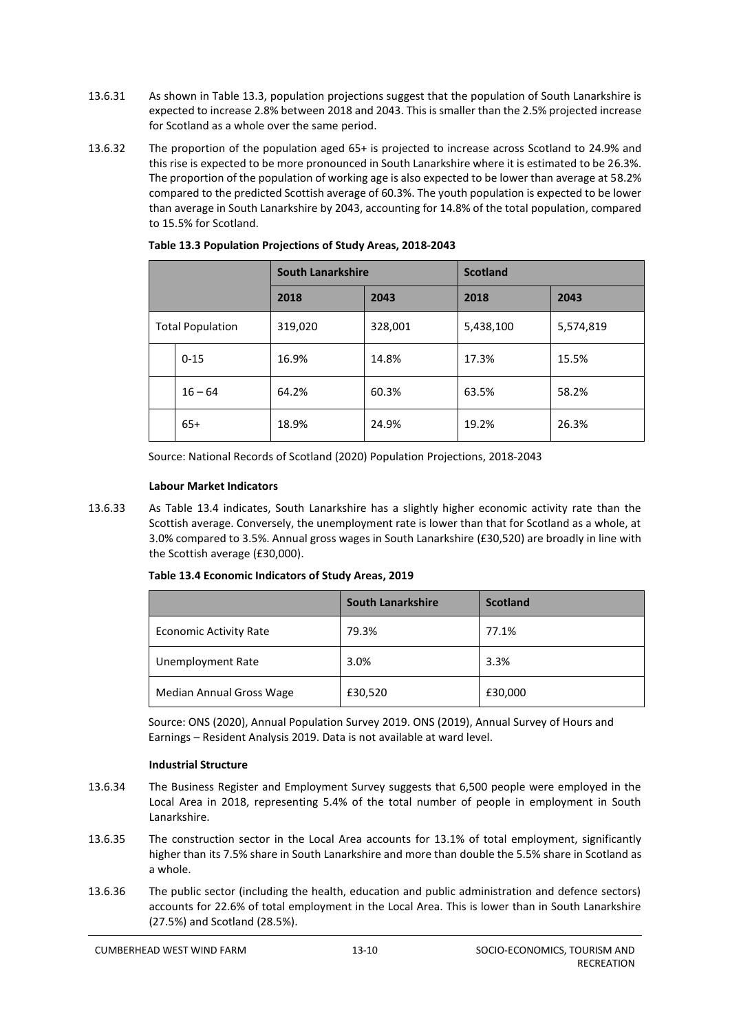13.6.31 As shown in Table 13.3, population projections suggest that the population of South Lanarkshire is expected to increase 2.8% between 2018 and 2043. This is smaller than the 2.5% projected increase for Scotland as a whole over the same period.

13.6.32 The proportion of the population aged 65+ is projected to increase across Scotland to 24.9% and this rise is expected to be more pronounced in South Lanarkshire where it is estimated to be 26.3%. The proportion of the population of working age is also expected to be lower than average at 58.2% compared to the predicted Scottish average of 60.3%. The youth population is expected to be lower than average in South Lanarkshire by 2043, accounting for 14.8% of the total population, compared to 15.5% for Scotland.

**Table 13.3 Population Projections of Study Areas, 2018-2043**

| | | South Lanarkshire | | Scotland | |
|---|---|---|---|---|---|
| | | 2018 | 2043 | 2018 | 2043 |
| Total Population | | 319,020 | 328,001 | 5,438,100 | 5,574,819 |
| | 0-15 | 16.9% | 14.8% | 17.3% | 15.5% |
| | 16 – 64 | 64.2% | 60.3% | 63.5% | 58.2% |
| | 65+ | 18.9% | 24.9% | 19.2% | 26.3% |

Source: National Records of Scotland (2020) Population Projections, 2018-2043

**Labour Market Indicators**

13.6.33 As Table 13.4 indicates, South Lanarkshire has a slightly higher economic activity rate than the Scottish average. Conversely, the unemployment rate is lower than that for Scotland as a whole, at 3.0% compared to 3.5%. Annual gross wages in South Lanarkshire (£30,520) are broadly in line with the Scottish average (£30,000).

**Table 13.4 Economic Indicators of Study Areas, 2019**

| | South Lanarkshire | Scotland |
|---|---|---|
| Economic Activity Rate | 79.3% | 77.1% |
| Unemployment Rate | 3.0% | 3.3% |
| Median Annual Gross Wage | £30,520 | £30,000 |

Source: ONS (2020), Annual Population Survey 2019. ONS (2019), Annual Survey of Hours and Earnings – Resident Analysis 2019. Data is not available at ward level.

**Industrial Structure**

13.6.34 The Business Register and Employment Survey suggests that 6,500 people were employed in the Local Area in 2018, representing 5.4% of the total number of people in employment in South Lanarkshire.

13.6.35 The construction sector in the Local Area accounts for 13.1% of total employment, significantly higher than its 7.5% share in South Lanarkshire and more than double the 5.5% share in Scotland as a whole.

13.6.36 The public sector (including the health, education and public administration and defence sectors) accounts for 22.6% of total employment in the Local Area. This is lower than in South Lanarkshire (27.5%) and Scotland (28.5%).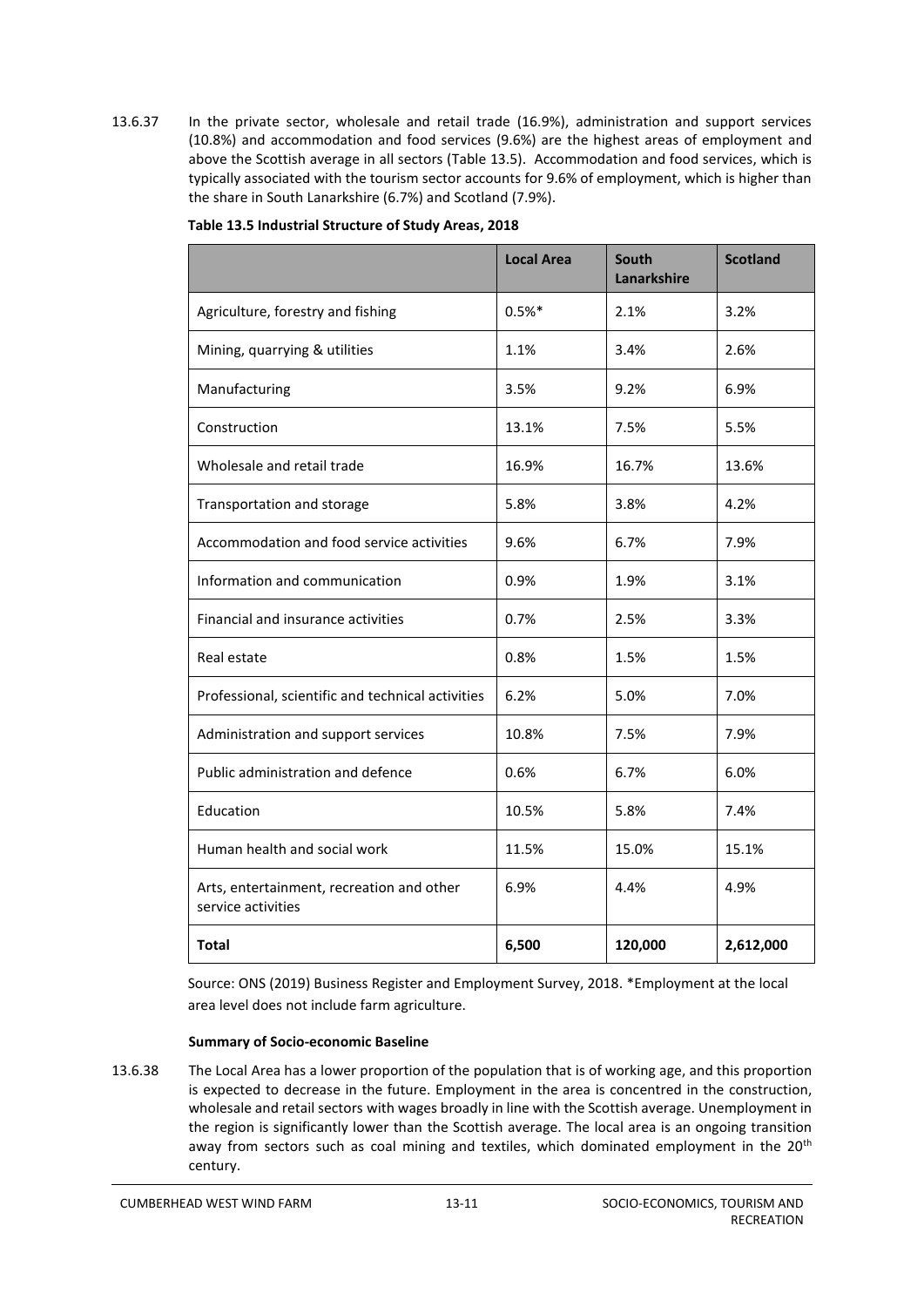13.6.37 In the private sector, wholesale and retail trade (16.9%), administration and support services (10.8%) and accommodation and food services (9.6%) are the highest areas of employment and above the Scottish average in all sectors (Table 13.5). Accommodation and food services, which is typically associated with the tourism sector accounts for 9.6% of employment, which is higher than the share in South Lanarkshire (6.7%) and Scotland (7.9%).

**Table 13.5 Industrial Structure of Study Areas, 2018**

| | Local Area | South Lanarkshire | Scotland |
|---|---|---|---|
| Agriculture, forestry and fishing | 0.5%* | 2.1% | 3.2% |
| Mining, quarrying & utilities | 1.1% | 3.4% | 2.6% |
| Manufacturing | 3.5% | 9.2% | 6.9% |
| Construction | 13.1% | 7.5% | 5.5% |
| Wholesale and retail trade | 16.9% | 16.7% | 13.6% |
| Transportation and storage | 5.8% | 3.8% | 4.2% |
| Accommodation and food service activities | 9.6% | 6.7% | 7.9% |
| Information and communication | 0.9% | 1.9% | 3.1% |
| Financial and insurance activities | 0.7% | 2.5% | 3.3% |
| Real estate | 0.8% | 1.5% | 1.5% |
| Professional, scientific and technical activities | 6.2% | 5.0% | 7.0% |
| Administration and support services | 10.8% | 7.5% | 7.9% |
| Public administration and defence | 0.6% | 6.7% | 6.0% |
| Education | 10.5% | 5.8% | 7.4% |
| Human health and social work | 11.5% | 15.0% | 15.1% |
| Arts, entertainment, recreation and other service activities | 6.9% | 4.4% | 4.9% |
| **Total** | **6,500** | **120,000** | **2,612,000** |

Source: ONS (2019) Business Register and Employment Survey, 2018. *Employment at the local area level does not include farm agriculture.

**Summary of Socio-economic Baseline**

13.6.38 The Local Area has a lower proportion of the population that is of working age, and this proportion is expected to decrease in the future. Employment in the area is concentred in the construction, wholesale and retail sectors with wages broadly in line with the Scottish average. Unemployment in the region is significantly lower than the Scottish average. The local area is an ongoing transition away from sectors such as coal mining and textiles, which dominated employment in the 20th century.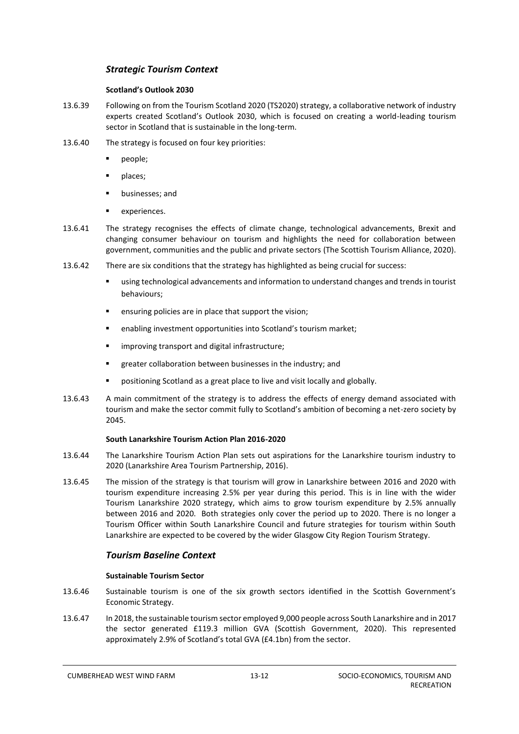## *Strategic Tourism Context*

### Scotland's Outlook 2030

13.6.39 Following on from the Tourism Scotland 2020 (TS2020) strategy, a collaborative network of industry experts created Scotland's Outlook 2030, which is focused on creating a world-leading tourism sector in Scotland that is sustainable in the long-term.

13.6.40 The strategy is focused on four key priorities:

- people;
- places;
- businesses; and
- experiences.

13.6.41 The strategy recognises the effects of climate change, technological advancements, Brexit and changing consumer behaviour on tourism and highlights the need for collaboration between government, communities and the public and private sectors (The Scottish Tourism Alliance, 2020).

13.6.42 There are six conditions that the strategy has highlighted as being crucial for success:

- using technological advancements and information to understand changes and trends in tourist behaviours;
- ensuring policies are in place that support the vision;
- enabling investment opportunities into Scotland's tourism market;
- improving transport and digital infrastructure;
- greater collaboration between businesses in the industry; and
- positioning Scotland as a great place to live and visit locally and globally.

13.6.43 A main commitment of the strategy is to address the effects of energy demand associated with tourism and make the sector commit fully to Scotland's ambition of becoming a net-zero society by 2045.

### South Lanarkshire Tourism Action Plan 2016-2020

13.6.44 The Lanarkshire Tourism Action Plan sets out aspirations for the Lanarkshire tourism industry to 2020 (Lanarkshire Area Tourism Partnership, 2016).

13.6.45 The mission of the strategy is that tourism will grow in Lanarkshire between 2016 and 2020 with tourism expenditure increasing 2.5% per year during this period. This is in line with the wider Tourism Lanarkshire 2020 strategy, which aims to grow tourism expenditure by 2.5% annually between 2016 and 2020. Both strategies only cover the period up to 2020. There is no longer a Tourism Officer within South Lanarkshire Council and future strategies for tourism within South Lanarkshire are expected to be covered by the wider Glasgow City Region Tourism Strategy.

## *Tourism Baseline Context*

### Sustainable Tourism Sector

13.6.46 Sustainable tourism is one of the six growth sectors identified in the Scottish Government's Economic Strategy.

13.6.47 In 2018, the sustainable tourism sector employed 9,000 people across South Lanarkshire and in 2017 the sector generated £119.3 million GVA (Scottish Government, 2020). This represented approximately 2.9% of Scotland's total GVA (£4.1bn) from the sector.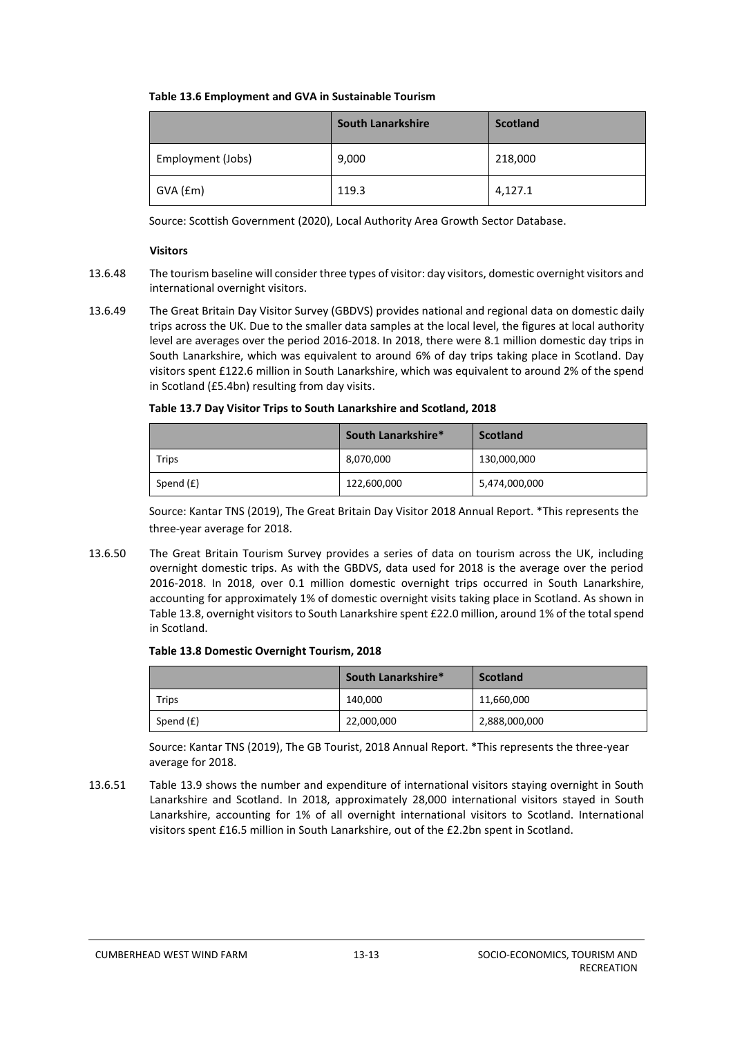**Table 13.6 Employment and GVA in Sustainable Tourism**

| | South Lanarkshire | Scotland |
|---|---|---|
| Employment (Jobs) | 9,000 | 218,000 |
| GVA (£m) | 119.3 | 4,127.1 |

Source: Scottish Government (2020), Local Authority Area Growth Sector Database.

**Visitors**

13.6.48 The tourism baseline will consider three types of visitor: day visitors, domestic overnight visitors and international overnight visitors.

13.6.49 The Great Britain Day Visitor Survey (GBDVS) provides national and regional data on domestic daily trips across the UK. Due to the smaller data samples at the local level, the figures at local authority level are averages over the period 2016-2018. In 2018, there were 8.1 million domestic day trips in South Lanarkshire, which was equivalent to around 6% of day trips taking place in Scotland. Day visitors spent £122.6 million in South Lanarkshire, which was equivalent to around 2% of the spend in Scotland (£5.4bn) resulting from day visits.

**Table 13.7 Day Visitor Trips to South Lanarkshire and Scotland, 2018**

| | South Lanarkshire* | Scotland |
|---|---|---|
| Trips | 8,070,000 | 130,000,000 |
| Spend (£) | 122,600,000 | 5,474,000,000 |

Source: Kantar TNS (2019), The Great Britain Day Visitor 2018 Annual Report. *This represents the three-year average for 2018.

13.6.50 The Great Britain Tourism Survey provides a series of data on tourism across the UK, including overnight domestic trips. As with the GBDVS, data used for 2018 is the average over the period 2016-2018. In 2018, over 0.1 million domestic overnight trips occurred in South Lanarkshire, accounting for approximately 1% of domestic overnight visits taking place in Scotland. As shown in Table 13.8, overnight visitors to South Lanarkshire spent £22.0 million, around 1% of the total spend in Scotland.

**Table 13.8 Domestic Overnight Tourism, 2018**

| | South Lanarkshire* | Scotland |
|---|---|---|
| Trips | 140,000 | 11,660,000 |
| Spend (£) | 22,000,000 | 2,888,000,000 |

Source: Kantar TNS (2019), The GB Tourist, 2018 Annual Report. *This represents the three-year average for 2018.

13.6.51 Table 13.9 shows the number and expenditure of international visitors staying overnight in South Lanarkshire and Scotland. In 2018, approximately 28,000 international visitors stayed in South Lanarkshire, accounting for 1% of all overnight international visitors to Scotland. International visitors spent £16.5 million in South Lanarkshire, out of the £2.2bn spent in Scotland.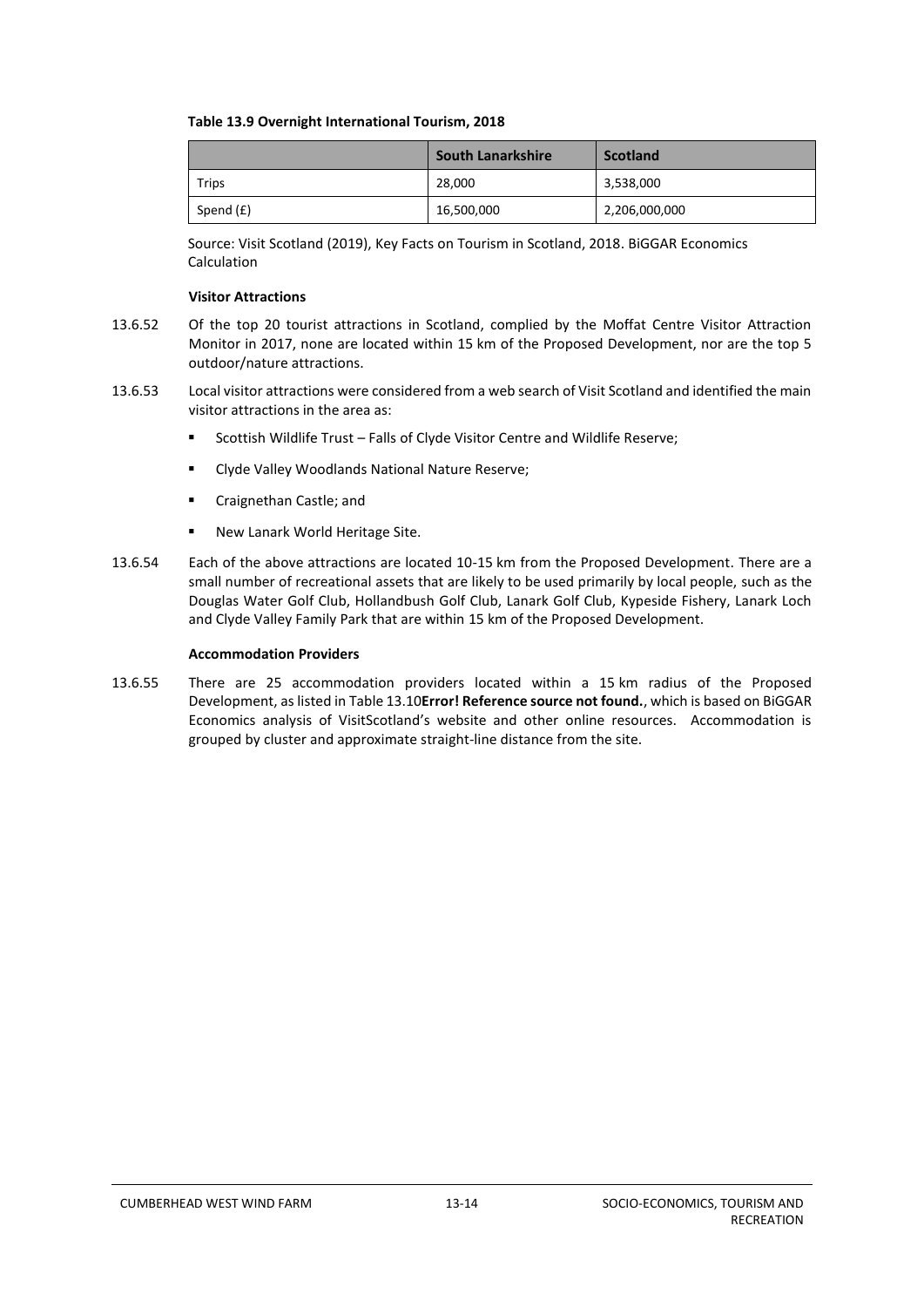**Table 13.9 Overnight International Tourism, 2018**

| | South Lanarkshire | Scotland |
|---|---|---|
| Trips | 28,000 | 3,538,000 |
| Spend (£) | 16,500,000 | 2,206,000,000 |

Source: Visit Scotland (2019), Key Facts on Tourism in Scotland, 2018. BiGGAR Economics Calculation

**Visitor Attractions**

13.6.52 Of the top 20 tourist attractions in Scotland, complied by the Moffat Centre Visitor Attraction Monitor in 2017, none are located within 15 km of the Proposed Development, nor are the top 5 outdoor/nature attractions.

13.6.53 Local visitor attractions were considered from a web search of Visit Scotland and identified the main visitor attractions in the area as:

- Scottish Wildlife Trust – Falls of Clyde Visitor Centre and Wildlife Reserve;
- Clyde Valley Woodlands National Nature Reserve;
- Craignethan Castle; and
- New Lanark World Heritage Site.

13.6.54 Each of the above attractions are located 10-15 km from the Proposed Development. There are a small number of recreational assets that are likely to be used primarily by local people, such as the Douglas Water Golf Club, Hollandbush Golf Club, Lanark Golf Club, Kypeside Fishery, Lanark Loch and Clyde Valley Family Park that are within 15 km of the Proposed Development.

**Accommodation Providers**

13.6.55 There are 25 accommodation providers located within a 15 km radius of the Proposed Development, as listed in Table 13.10**Error! Reference source not found.**, which is based on BiGGAR Economics analysis of VisitScotland's website and other online resources. Accommodation is grouped by cluster and approximate straight-line distance from the site.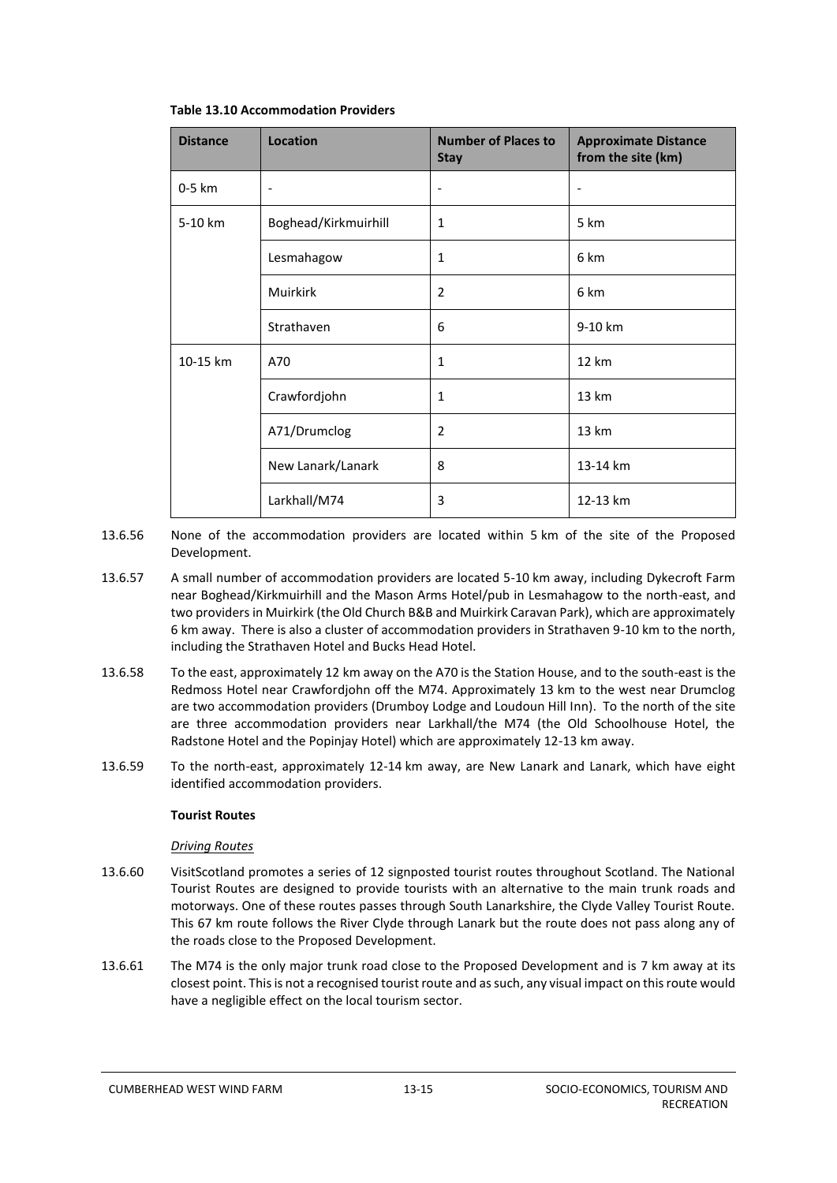**Table 13.10 Accommodation Providers**

| Distance | Location | Number of Places to Stay | Approximate Distance from the site (km) |
|---|---|---|---|
| 0-5 km | - | - | - |
| 5-10 km | Boghead/Kirkmuirhill | 1 | 5 km |
| | Lesmahagow | 1 | 6 km |
| | Muirkirk | 2 | 6 km |
| | Strathaven | 6 | 9-10 km |
| 10-15 km | A70 | 1 | 12 km |
| | Crawfordjohn | 1 | 13 km |
| | A71/Drumclog | 2 | 13 km |
| | New Lanark/Lanark | 8 | 13-14 km |
| | Larkhall/M74 | 3 | 12-13 km |

13.6.56 None of the accommodation providers are located within 5 km of the site of the Proposed Development.

13.6.57 A small number of accommodation providers are located 5-10 km away, including Dykecroft Farm near Boghead/Kirkmuirhill and the Mason Arms Hotel/pub in Lesmahagow to the north-east, and two providers in Muirkirk (the Old Church B&B and Muirkirk Caravan Park), which are approximately 6 km away. There is also a cluster of accommodation providers in Strathaven 9-10 km to the north, including the Strathaven Hotel and Bucks Head Hotel.

13.6.58 To the east, approximately 12 km away on the A70 is the Station House, and to the south-east is the Redmoss Hotel near Crawfordjohn off the M74. Approximately 13 km to the west near Drumclog are two accommodation providers (Drumboy Lodge and Loudoun Hill Inn). To the north of the site are three accommodation providers near Larkhall/the M74 (the Old Schoolhouse Hotel, the Radstone Hotel and the Popinjay Hotel) which are approximately 12-13 km away.

13.6.59 To the north-east, approximately 12-14 km away, are New Lanark and Lanark, which have eight identified accommodation providers.

**Tourist Routes**

*Driving Routes*

13.6.60 VisitScotland promotes a series of 12 signposted tourist routes throughout Scotland. The National Tourist Routes are designed to provide tourists with an alternative to the main trunk roads and motorways. One of these routes passes through South Lanarkshire, the Clyde Valley Tourist Route. This 67 km route follows the River Clyde through Lanark but the route does not pass along any of the roads close to the Proposed Development.

13.6.61 The M74 is the only major trunk road close to the Proposed Development and is 7 km away at its closest point. This is not a recognised tourist route and as such, any visual impact on this route would have a negligible effect on the local tourism sector.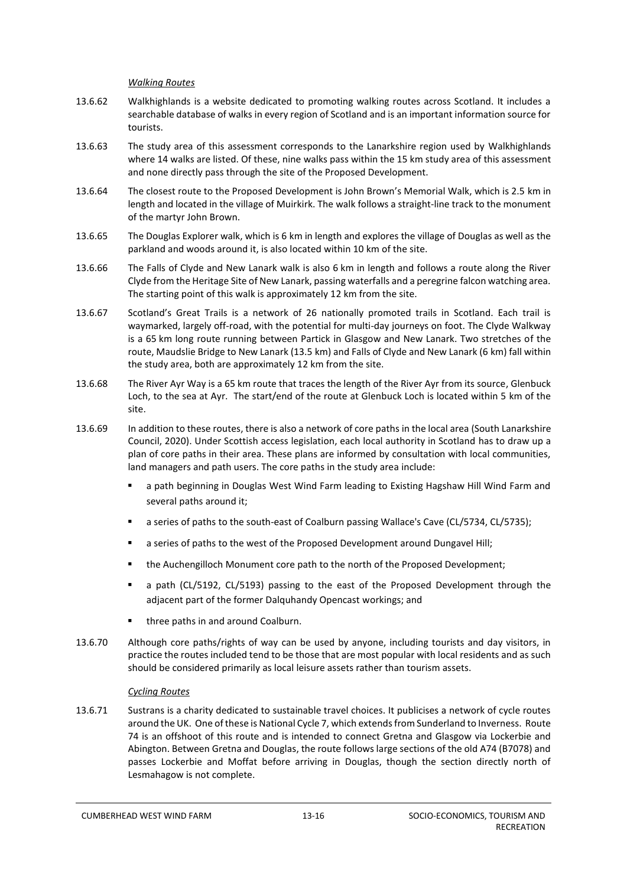*Walking Routes*

13.6.62 Walkhighlands is a website dedicated to promoting walking routes across Scotland. It includes a searchable database of walks in every region of Scotland and is an important information source for tourists.

13.6.63 The study area of this assessment corresponds to the Lanarkshire region used by Walkhighlands where 14 walks are listed. Of these, nine walks pass within the 15 km study area of this assessment and none directly pass through the site of the Proposed Development.

13.6.64 The closest route to the Proposed Development is John Brown's Memorial Walk, which is 2.5 km in length and located in the village of Muirkirk. The walk follows a straight-line track to the monument of the martyr John Brown.

13.6.65 The Douglas Explorer walk, which is 6 km in length and explores the village of Douglas as well as the parkland and woods around it, is also located within 10 km of the site.

13.6.66 The Falls of Clyde and New Lanark walk is also 6 km in length and follows a route along the River Clyde from the Heritage Site of New Lanark, passing waterfalls and a peregrine falcon watching area. The starting point of this walk is approximately 12 km from the site.

13.6.67 Scotland's Great Trails is a network of 26 nationally promoted trails in Scotland. Each trail is waymarked, largely off-road, with the potential for multi-day journeys on foot. The Clyde Walkway is a 65 km long route running between Partick in Glasgow and New Lanark. Two stretches of the route, Maudslie Bridge to New Lanark (13.5 km) and Falls of Clyde and New Lanark (6 km) fall within the study area, both are approximately 12 km from the site.

13.6.68 The River Ayr Way is a 65 km route that traces the length of the River Ayr from its source, Glenbuck Loch, to the sea at Ayr. The start/end of the route at Glenbuck Loch is located within 5 km of the site.

13.6.69 In addition to these routes, there is also a network of core paths in the local area (South Lanarkshire Council, 2020). Under Scottish access legislation, each local authority in Scotland has to draw up a plan of core paths in their area. These plans are informed by consultation with local communities, land managers and path users. The core paths in the study area include:

- a path beginning in Douglas West Wind Farm leading to Existing Hagshaw Hill Wind Farm and several paths around it;
- a series of paths to the south-east of Coalburn passing Wallace's Cave (CL/5734, CL/5735);
- a series of paths to the west of the Proposed Development around Dungavel Hill;
- the Auchengilloch Monument core path to the north of the Proposed Development;
- a path (CL/5192, CL/5193) passing to the east of the Proposed Development through the adjacent part of the former Dalquhandy Opencast workings; and
- three paths in and around Coalburn.

13.6.70 Although core paths/rights of way can be used by anyone, including tourists and day visitors, in practice the routes included tend to be those that are most popular with local residents and as such should be considered primarily as local leisure assets rather than tourism assets.

*Cycling Routes*

13.6.71 Sustrans is a charity dedicated to sustainable travel choices. It publicises a network of cycle routes around the UK. One of these is National Cycle 7, which extends from Sunderland to Inverness. Route 74 is an offshoot of this route and is intended to connect Gretna and Glasgow via Lockerbie and Abington. Between Gretna and Douglas, the route follows large sections of the old A74 (B7078) and passes Lockerbie and Moffat before arriving in Douglas, though the section directly north of Lesmahagow is not complete.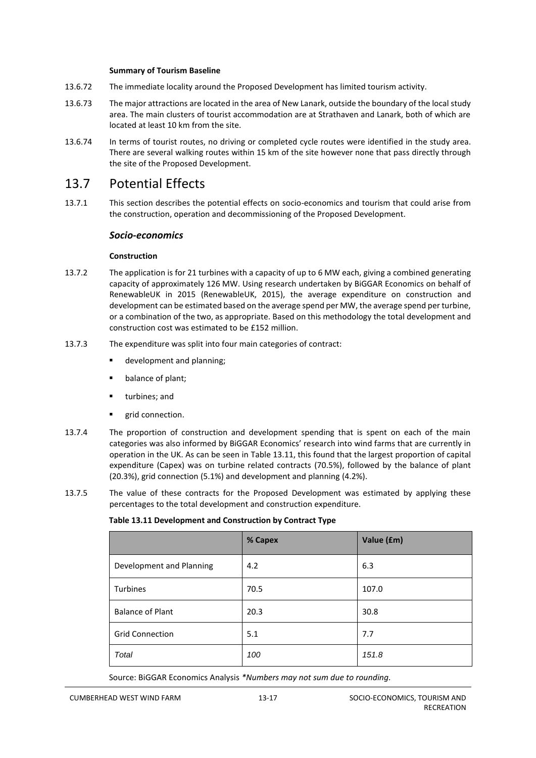**Summary of Tourism Baseline**

13.6.72 The immediate locality around the Proposed Development has limited tourism activity.

13.6.73 The major attractions are located in the area of New Lanark, outside the boundary of the local study area. The main clusters of tourist accommodation are at Strathaven and Lanark, both of which are located at least 10 km from the site.

13.6.74 In terms of tourist routes, no driving or completed cycle routes were identified in the study area. There are several walking routes within 15 km of the site however none that pass directly through the site of the Proposed Development.

## 13.7 Potential Effects

13.7.1 This section describes the potential effects on socio-economics and tourism that could arise from the construction, operation and decommissioning of the Proposed Development.

### *Socio-economics*

**Construction**

13.7.2 The application is for 21 turbines with a capacity of up to 6 MW each, giving a combined generating capacity of approximately 126 MW. Using research undertaken by BiGGAR Economics on behalf of RenewableUK in 2015 (RenewableUK, 2015), the average expenditure on construction and development can be estimated based on the average spend per MW, the average spend per turbine, or a combination of the two, as appropriate. Based on this methodology the total development and construction cost was estimated to be £152 million.

13.7.3 The expenditure was split into four main categories of contract:

- development and planning;
- balance of plant;
- turbines; and
- grid connection.

13.7.4 The proportion of construction and development spending that is spent on each of the main categories was also informed by BiGGAR Economics' research into wind farms that are currently in operation in the UK. As can be seen in Table 13.11, this found that the largest proportion of capital expenditure (Capex) was on turbine related contracts (70.5%), followed by the balance of plant (20.3%), grid connection (5.1%) and development and planning (4.2%).

13.7.5 The value of these contracts for the Proposed Development was estimated by applying these percentages to the total development and construction expenditure.

**Table 13.11 Development and Construction by Contract Type**

| | % Capex | Value (£m) |
|---|---|---|
| Development and Planning | 4.2 | 6.3 |
| Turbines | 70.5 | 107.0 |
| Balance of Plant | 20.3 | 30.8 |
| Grid Connection | 5.1 | 7.7 |
| *Total* | *100* | *151.8* |

Source: BiGGAR Economics Analysis *\*Numbers may not sum due to rounding.*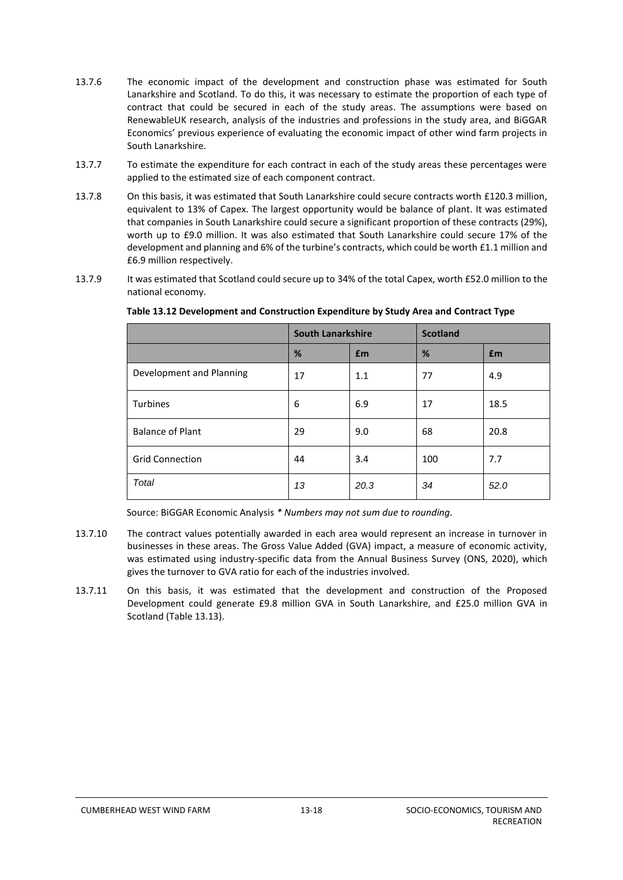13.7.6 The economic impact of the development and construction phase was estimated for South Lanarkshire and Scotland. To do this, it was necessary to estimate the proportion of each type of contract that could be secured in each of the study areas. The assumptions were based on RenewableUK research, analysis of the industries and professions in the study area, and BiGGAR Economics' previous experience of evaluating the economic impact of other wind farm projects in South Lanarkshire.

13.7.7 To estimate the expenditure for each contract in each of the study areas these percentages were applied to the estimated size of each component contract.

13.7.8 On this basis, it was estimated that South Lanarkshire could secure contracts worth £120.3 million, equivalent to 13% of Capex. The largest opportunity would be balance of plant. It was estimated that companies in South Lanarkshire could secure a significant proportion of these contracts (29%), worth up to £9.0 million. It was also estimated that South Lanarkshire could secure 17% of the development and planning and 6% of the turbine's contracts, which could be worth £1.1 million and £6.9 million respectively.

13.7.9 It was estimated that Scotland could secure up to 34% of the total Capex, worth £52.0 million to the national economy.

**Table 13.12 Development and Construction Expenditure by Study Area and Contract Type**

| | South Lanarkshire | | Scotland | |
|---|---|---|---|---|
| | % | £m | % | £m |
| Development and Planning | 17 | 1.1 | 77 | 4.9 |
| Turbines | 6 | 6.9 | 17 | 18.5 |
| Balance of Plant | 29 | 9.0 | 68 | 20.8 |
| Grid Connection | 44 | 3.4 | 100 | 7.7 |
| *Total* | *13* | *20.3* | *34* | *52.0* |

Source: BiGGAR Economic Analysis *\* Numbers may not sum due to rounding.*

13.7.10 The contract values potentially awarded in each area would represent an increase in turnover in businesses in these areas. The Gross Value Added (GVA) impact, a measure of economic activity, was estimated using industry-specific data from the Annual Business Survey (ONS, 2020), which gives the turnover to GVA ratio for each of the industries involved.

13.7.11 On this basis, it was estimated that the development and construction of the Proposed Development could generate £9.8 million GVA in South Lanarkshire, and £25.0 million GVA in Scotland (Table 13.13).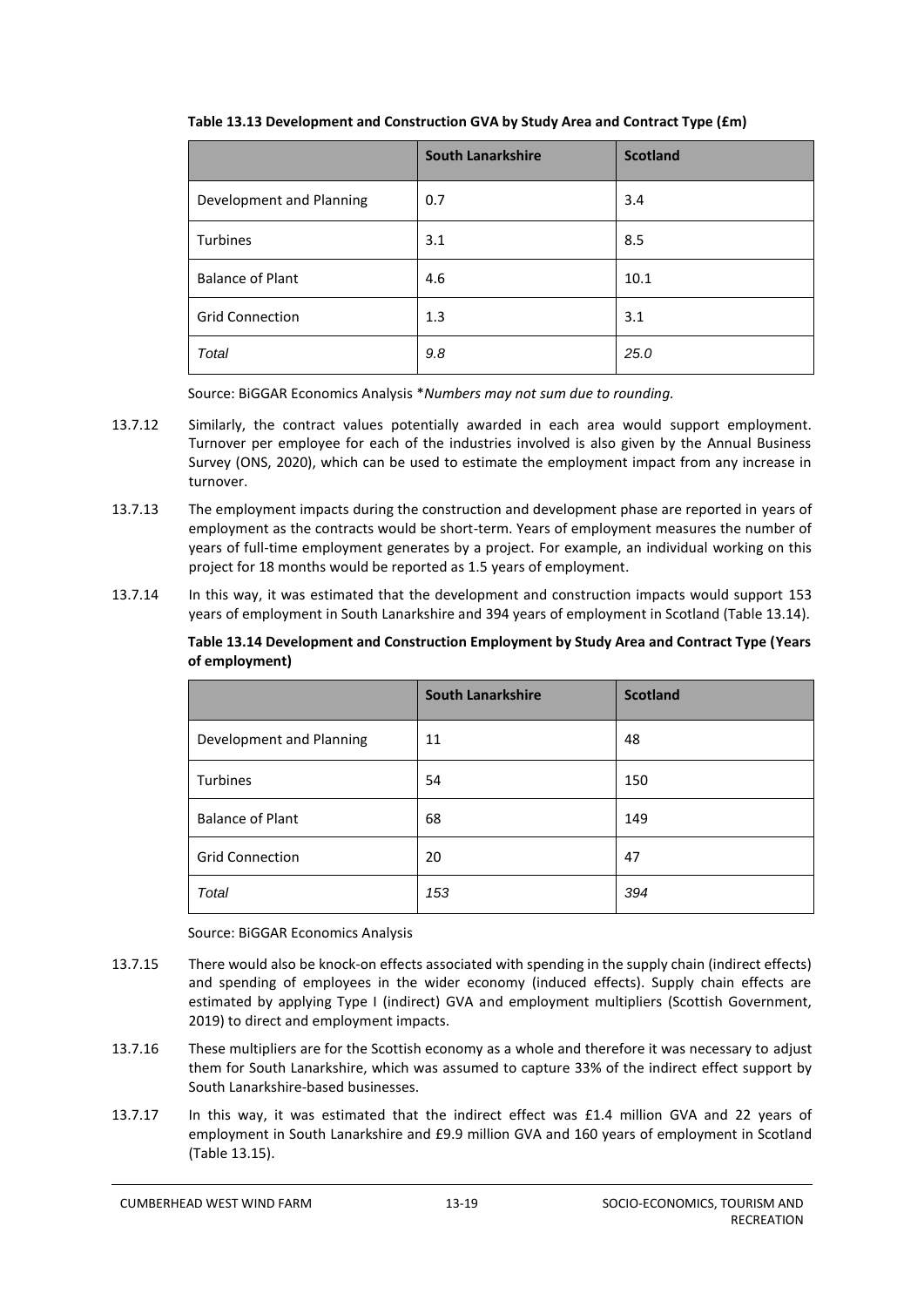**Table 13.13 Development and Construction GVA by Study Area and Contract Type (£m)**

| | South Lanarkshire | Scotland |
|---|---|---|
| Development and Planning | 0.7 | 3.4 |
| Turbines | 3.1 | 8.5 |
| Balance of Plant | 4.6 | 10.1 |
| Grid Connection | 1.3 | 3.1 |
| *Total* | *9.8* | *25.0* |

Source: BiGGAR Economics Analysis **Numbers may not sum due to rounding.*

13.7.12 Similarly, the contract values potentially awarded in each area would support employment. Turnover per employee for each of the industries involved is also given by the Annual Business Survey (ONS, 2020), which can be used to estimate the employment impact from any increase in turnover.

13.7.13 The employment impacts during the construction and development phase are reported in years of employment as the contracts would be short-term. Years of employment measures the number of years of full-time employment generates by a project. For example, an individual working on this project for 18 months would be reported as 1.5 years of employment.

13.7.14 In this way, it was estimated that the development and construction impacts would support 153 years of employment in South Lanarkshire and 394 years of employment in Scotland (Table 13.14).

**Table 13.14 Development and Construction Employment by Study Area and Contract Type (Years of employment)**

| | South Lanarkshire | Scotland |
|---|---|---|
| Development and Planning | 11 | 48 |
| Turbines | 54 | 150 |
| Balance of Plant | 68 | 149 |
| Grid Connection | 20 | 47 |
| *Total* | *153* | *394* |

Source: BiGGAR Economics Analysis

13.7.15 There would also be knock-on effects associated with spending in the supply chain (indirect effects) and spending of employees in the wider economy (induced effects). Supply chain effects are estimated by applying Type I (indirect) GVA and employment multipliers (Scottish Government, 2019) to direct and employment impacts.

13.7.16 These multipliers are for the Scottish economy as a whole and therefore it was necessary to adjust them for South Lanarkshire, which was assumed to capture 33% of the indirect effect support by South Lanarkshire-based businesses.

13.7.17 In this way, it was estimated that the indirect effect was £1.4 million GVA and 22 years of employment in South Lanarkshire and £9.9 million GVA and 160 years of employment in Scotland (Table 13.15).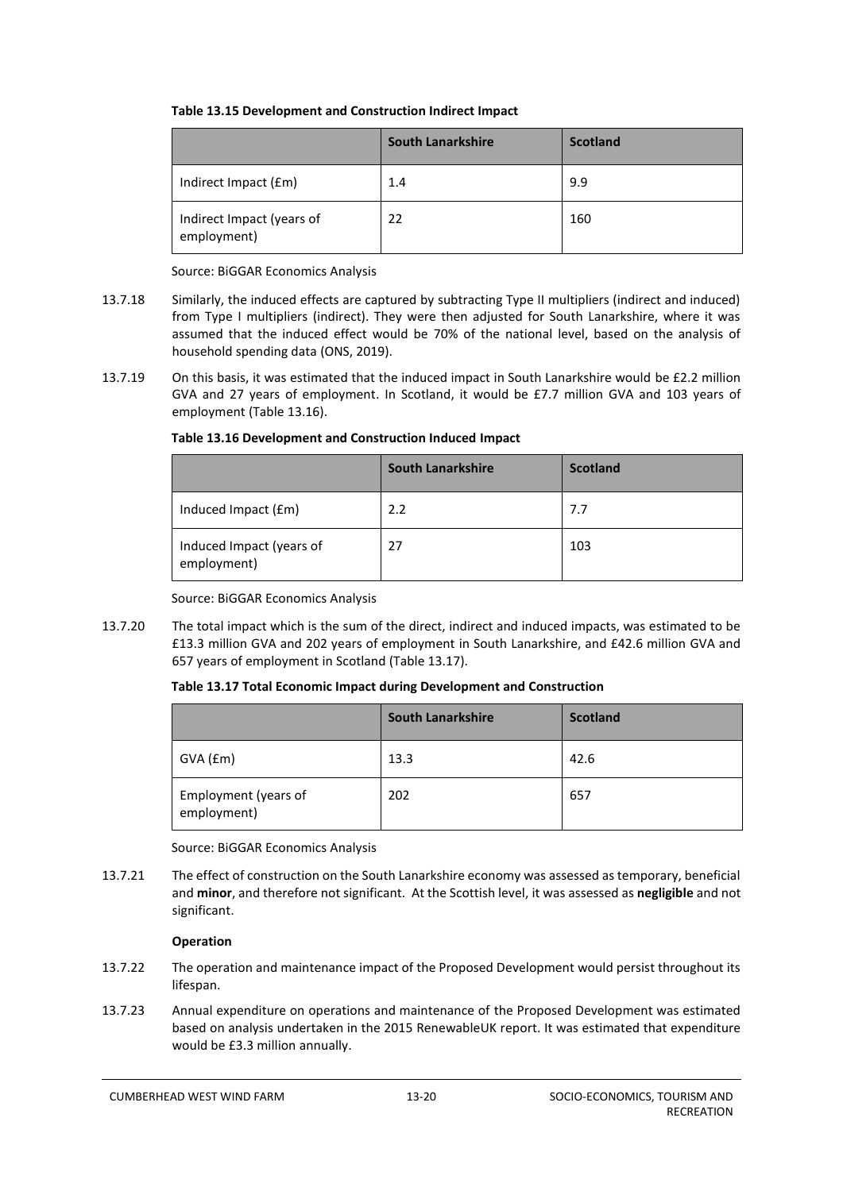**Table 13.15 Development and Construction Indirect Impact**

| | South Lanarkshire | Scotland |
|---|---|---|
| Indirect Impact (£m) | 1.4 | 9.9 |
| Indirect Impact (years of employment) | 22 | 160 |

Source: BiGGAR Economics Analysis

13.7.18 Similarly, the induced effects are captured by subtracting Type II multipliers (indirect and induced) from Type I multipliers (indirect). They were then adjusted for South Lanarkshire, where it was assumed that the induced effect would be 70% of the national level, based on the analysis of household spending data (ONS, 2019).

13.7.19 On this basis, it was estimated that the induced impact in South Lanarkshire would be £2.2 million GVA and 27 years of employment. In Scotland, it would be £7.7 million GVA and 103 years of employment (Table 13.16).

**Table 13.16 Development and Construction Induced Impact**

| | South Lanarkshire | Scotland |
|---|---|---|
| Induced Impact (£m) | 2.2 | 7.7 |
| Induced Impact (years of employment) | 27 | 103 |

Source: BiGGAR Economics Analysis

13.7.20 The total impact which is the sum of the direct, indirect and induced impacts, was estimated to be £13.3 million GVA and 202 years of employment in South Lanarkshire, and £42.6 million GVA and 657 years of employment in Scotland (Table 13.17).

**Table 13.17 Total Economic Impact during Development and Construction**

| | South Lanarkshire | Scotland |
|---|---|---|
| GVA (£m) | 13.3 | 42.6 |
| Employment (years of employment) | 202 | 657 |

Source: BiGGAR Economics Analysis

13.7.21 The effect of construction on the South Lanarkshire economy was assessed as temporary, beneficial and **minor**, and therefore not significant. At the Scottish level, it was assessed as **negligible** and not significant.

**Operation**

13.7.22 The operation and maintenance impact of the Proposed Development would persist throughout its lifespan.

13.7.23 Annual expenditure on operations and maintenance of the Proposed Development was estimated based on analysis undertaken in the 2015 RenewableUK report. It was estimated that expenditure would be £3.3 million annually.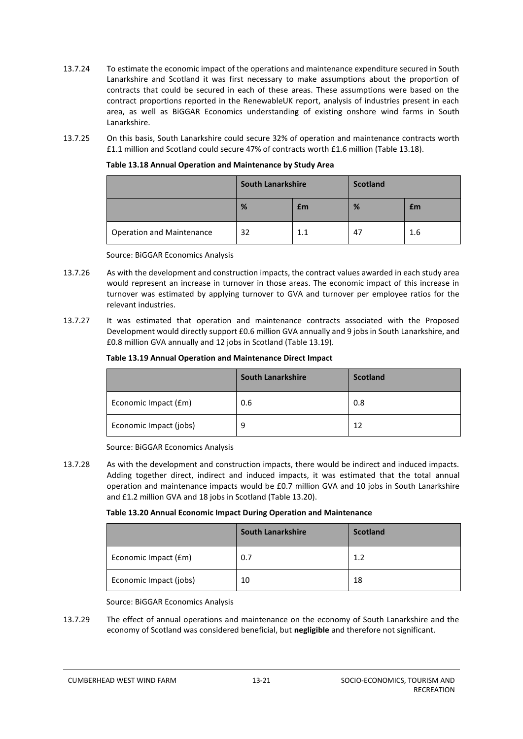13.7.24 To estimate the economic impact of the operations and maintenance expenditure secured in South Lanarkshire and Scotland it was first necessary to make assumptions about the proportion of contracts that could be secured in each of these areas. These assumptions were based on the contract proportions reported in the RenewableUK report, analysis of industries present in each area, as well as BiGGAR Economics understanding of existing onshore wind farms in South Lanarkshire.

13.7.25 On this basis, South Lanarkshire could secure 32% of operation and maintenance contracts worth £1.1 million and Scotland could secure 47% of contracts worth £1.6 million (Table 13.18).

**Table 13.18 Annual Operation and Maintenance by Study Area**

| | South Lanarkshire | | Scotland | |
|---|---|---|---|---|
| | % | £m | % | £m |
| Operation and Maintenance | 32 | 1.1 | 47 | 1.6 |

Source: BiGGAR Economics Analysis

13.7.26 As with the development and construction impacts, the contract values awarded in each study area would represent an increase in turnover in those areas. The economic impact of this increase in turnover was estimated by applying turnover to GVA and turnover per employee ratios for the relevant industries.

13.7.27 It was estimated that operation and maintenance contracts associated with the Proposed Development would directly support £0.6 million GVA annually and 9 jobs in South Lanarkshire, and £0.8 million GVA annually and 12 jobs in Scotland (Table 13.19).

**Table 13.19 Annual Operation and Maintenance Direct Impact**

| | South Lanarkshire | Scotland |
|---|---|---|
| Economic Impact (£m) | 0.6 | 0.8 |
| Economic Impact (jobs) | 9 | 12 |

Source: BiGGAR Economics Analysis

13.7.28 As with the development and construction impacts, there would be indirect and induced impacts. Adding together direct, indirect and induced impacts, it was estimated that the total annual operation and maintenance impacts would be £0.7 million GVA and 10 jobs in South Lanarkshire and £1.2 million GVA and 18 jobs in Scotland (Table 13.20).

**Table 13.20 Annual Economic Impact During Operation and Maintenance**

| | South Lanarkshire | Scotland |
|---|---|---|
| Economic Impact (£m) | 0.7 | 1.2 |
| Economic Impact (jobs) | 10 | 18 |

Source: BiGGAR Economics Analysis

13.7.29 The effect of annual operations and maintenance on the economy of South Lanarkshire and the economy of Scotland was considered beneficial, but **negligible** and therefore not significant.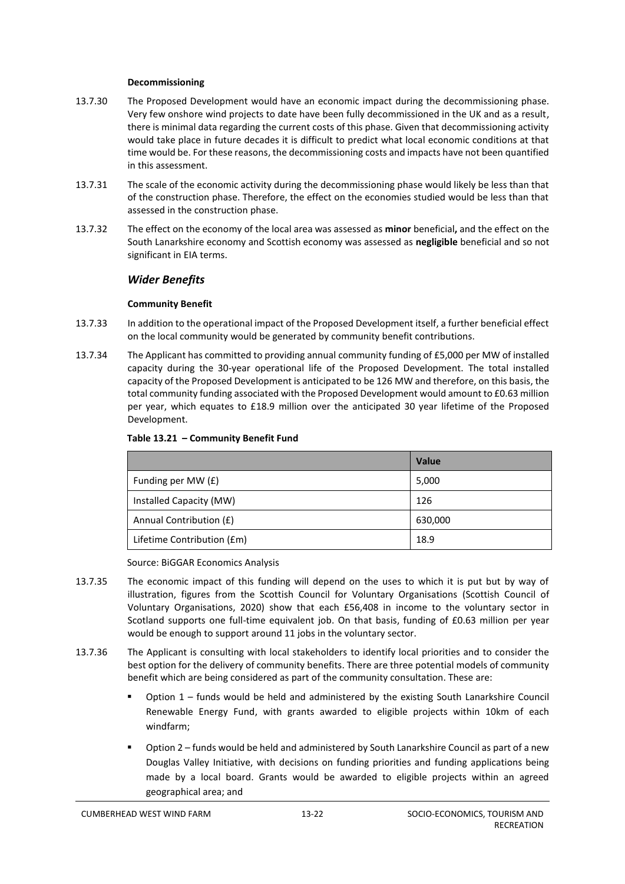**Decommissioning**

13.7.30 The Proposed Development would have an economic impact during the decommissioning phase. Very few onshore wind projects to date have been fully decommissioned in the UK and as a result, there is minimal data regarding the current costs of this phase. Given that decommissioning activity would take place in future decades it is difficult to predict what local economic conditions at that time would be. For these reasons, the decommissioning costs and impacts have not been quantified in this assessment.

13.7.31 The scale of the economic activity during the decommissioning phase would likely be less than that of the construction phase. Therefore, the effect on the economies studied would be less than that assessed in the construction phase.

13.7.32 The effect on the economy of the local area was assessed as **minor** beneficial**,** and the effect on the South Lanarkshire economy and Scottish economy was assessed as **negligible** beneficial and so not significant in EIA terms.

### *Wider Benefits*

**Community Benefit**

13.7.33 In addition to the operational impact of the Proposed Development itself, a further beneficial effect on the local community would be generated by community benefit contributions.

13.7.34 The Applicant has committed to providing annual community funding of £5,000 per MW of installed capacity during the 30-year operational life of the Proposed Development. The total installed capacity of the Proposed Development is anticipated to be 126 MW and therefore, on this basis, the total community funding associated with the Proposed Development would amount to £0.63 million per year, which equates to £18.9 million over the anticipated 30 year lifetime of the Proposed Development.

**Table 13.21 – Community Benefit Fund**

| | Value |
|---|---|
| Funding per MW (£) | 5,000 |
| Installed Capacity (MW) | 126 |
| Annual Contribution (£) | 630,000 |
| Lifetime Contribution (£m) | 18.9 |

Source: BiGGAR Economics Analysis

13.7.35 The economic impact of this funding will depend on the uses to which it is put but by way of illustration, figures from the Scottish Council for Voluntary Organisations (Scottish Council of Voluntary Organisations, 2020) show that each £56,408 in income to the voluntary sector in Scotland supports one full-time equivalent job. On that basis, funding of £0.63 million per year would be enough to support around 11 jobs in the voluntary sector.

13.7.36 The Applicant is consulting with local stakeholders to identify local priorities and to consider the best option for the delivery of community benefits. There are three potential models of community benefit which are being considered as part of the community consultation. These are:

- Option 1 – funds would be held and administered by the existing South Lanarkshire Council Renewable Energy Fund, with grants awarded to eligible projects within 10km of each windfarm;
- Option 2 – funds would be held and administered by South Lanarkshire Council as part of a new Douglas Valley Initiative, with decisions on funding priorities and funding applications being made by a local board. Grants would be awarded to eligible projects within an agreed geographical area; and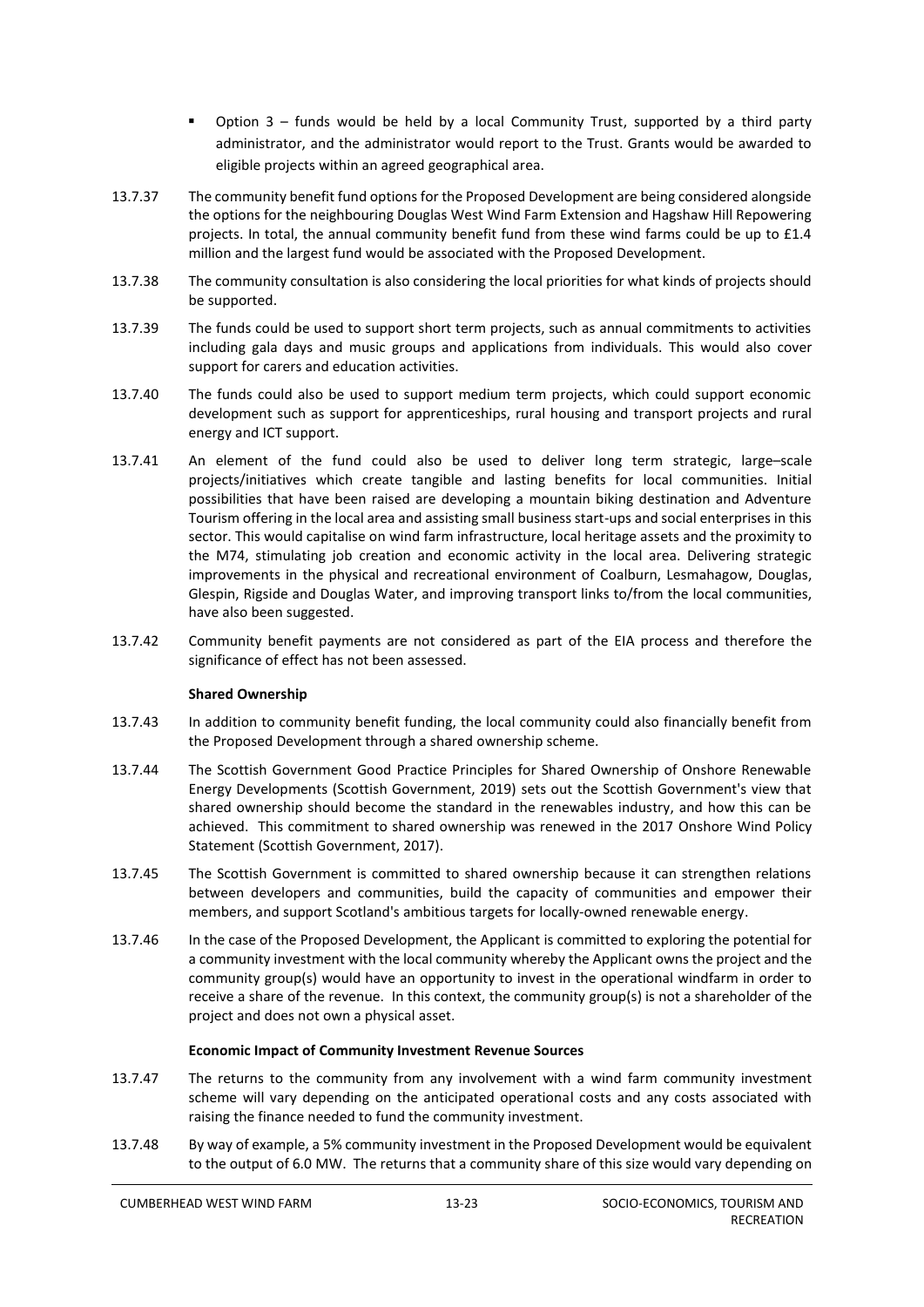- Option 3 – funds would be held by a local Community Trust, supported by a third party administrator, and the administrator would report to the Trust. Grants would be awarded to eligible projects within an agreed geographical area.

13.7.37 The community benefit fund options for the Proposed Development are being considered alongside the options for the neighbouring Douglas West Wind Farm Extension and Hagshaw Hill Repowering projects. In total, the annual community benefit fund from these wind farms could be up to £1.4 million and the largest fund would be associated with the Proposed Development.

13.7.38 The community consultation is also considering the local priorities for what kinds of projects should be supported.

13.7.39 The funds could be used to support short term projects, such as annual commitments to activities including gala days and music groups and applications from individuals. This would also cover support for carers and education activities.

13.7.40 The funds could also be used to support medium term projects, which could support economic development such as support for apprenticeships, rural housing and transport projects and rural energy and ICT support.

13.7.41 An element of the fund could also be used to deliver long term strategic, large–scale projects/initiatives which create tangible and lasting benefits for local communities. Initial possibilities that have been raised are developing a mountain biking destination and Adventure Tourism offering in the local area and assisting small business start-ups and social enterprises in this sector. This would capitalise on wind farm infrastructure, local heritage assets and the proximity to the M74, stimulating job creation and economic activity in the local area. Delivering strategic improvements in the physical and recreational environment of Coalburn, Lesmahagow, Douglas, Glespin, Rigside and Douglas Water, and improving transport links to/from the local communities, have also been suggested.

13.7.42 Community benefit payments are not considered as part of the EIA process and therefore the significance of effect has not been assessed.

**Shared Ownership**

13.7.43 In addition to community benefit funding, the local community could also financially benefit from the Proposed Development through a shared ownership scheme.

13.7.44 The Scottish Government Good Practice Principles for Shared Ownership of Onshore Renewable Energy Developments (Scottish Government, 2019) sets out the Scottish Government's view that shared ownership should become the standard in the renewables industry, and how this can be achieved. This commitment to shared ownership was renewed in the 2017 Onshore Wind Policy Statement (Scottish Government, 2017).

13.7.45 The Scottish Government is committed to shared ownership because it can strengthen relations between developers and communities, build the capacity of communities and empower their members, and support Scotland's ambitious targets for locally-owned renewable energy.

13.7.46 In the case of the Proposed Development, the Applicant is committed to exploring the potential for a community investment with the local community whereby the Applicant owns the project and the community group(s) would have an opportunity to invest in the operational windfarm in order to receive a share of the revenue. In this context, the community group(s) is not a shareholder of the project and does not own a physical asset.

**Economic Impact of Community Investment Revenue Sources**

13.7.47 The returns to the community from any involvement with a wind farm community investment scheme will vary depending on the anticipated operational costs and any costs associated with raising the finance needed to fund the community investment.

13.7.48 By way of example, a 5% community investment in the Proposed Development would be equivalent to the output of 6.0 MW. The returns that a community share of this size would vary depending on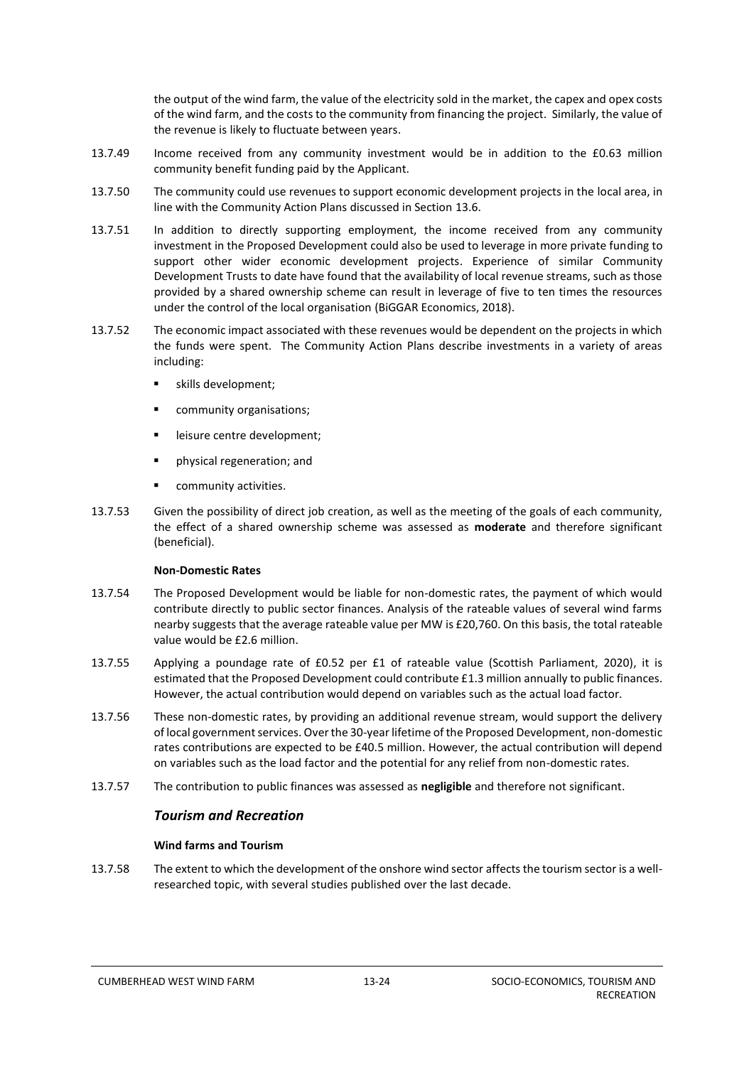the output of the wind farm, the value of the electricity sold in the market, the capex and opex costs of the wind farm, and the costs to the community from financing the project. Similarly, the value of the revenue is likely to fluctuate between years.

13.7.49 Income received from any community investment would be in addition to the £0.63 million community benefit funding paid by the Applicant.

13.7.50 The community could use revenues to support economic development projects in the local area, in line with the Community Action Plans discussed in Section 13.6.

13.7.51 In addition to directly supporting employment, the income received from any community investment in the Proposed Development could also be used to leverage in more private funding to support other wider economic development projects. Experience of similar Community Development Trusts to date have found that the availability of local revenue streams, such as those provided by a shared ownership scheme can result in leverage of five to ten times the resources under the control of the local organisation (BiGGAR Economics, 2018).

13.7.52 The economic impact associated with these revenues would be dependent on the projects in which the funds were spent. The Community Action Plans describe investments in a variety of areas including:

- skills development;
- community organisations;
- leisure centre development;
- physical regeneration; and
- community activities.

13.7.53 Given the possibility of direct job creation, as well as the meeting of the goals of each community, the effect of a shared ownership scheme was assessed as **moderate** and therefore significant (beneficial).

**Non-Domestic Rates**

13.7.54 The Proposed Development would be liable for non-domestic rates, the payment of which would contribute directly to public sector finances. Analysis of the rateable values of several wind farms nearby suggests that the average rateable value per MW is £20,760. On this basis, the total rateable value would be £2.6 million.

13.7.55 Applying a poundage rate of £0.52 per £1 of rateable value (Scottish Parliament, 2020), it is estimated that the Proposed Development could contribute £1.3 million annually to public finances. However, the actual contribution would depend on variables such as the actual load factor.

13.7.56 These non-domestic rates, by providing an additional revenue stream, would support the delivery of local government services. Over the 30-year lifetime of the Proposed Development, non-domestic rates contributions are expected to be £40.5 million. However, the actual contribution will depend on variables such as the load factor and the potential for any relief from non-domestic rates.

13.7.57 The contribution to public finances was assessed as **negligible** and therefore not significant.

### *Tourism and Recreation*

**Wind farms and Tourism**

13.7.58 The extent to which the development of the onshore wind sector affects the tourism sector is a well-researched topic, with several studies published over the last decade.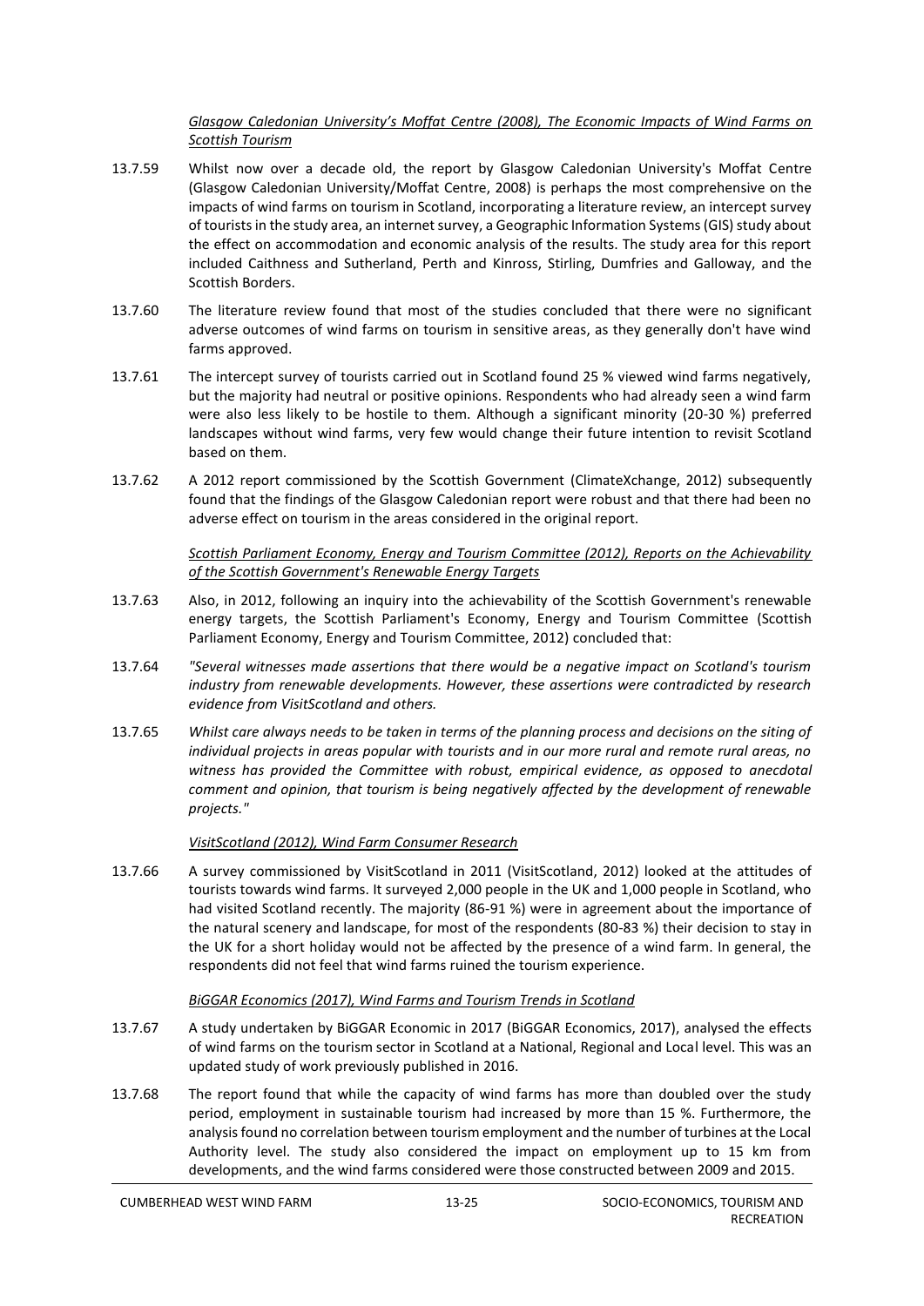*<u>Glasgow Caledonian University's Moffat Centre (2008), The Economic Impacts of Wind Farms on Scottish Tourism</u>*

13.7.59 Whilst now over a decade old, the report by Glasgow Caledonian University's Moffat Centre (Glasgow Caledonian University/Moffat Centre, 2008) is perhaps the most comprehensive on the impacts of wind farms on tourism in Scotland, incorporating a literature review, an intercept survey of tourists in the study area, an internet survey, a Geographic Information Systems (GIS) study about the effect on accommodation and economic analysis of the results. The study area for this report included Caithness and Sutherland, Perth and Kinross, Stirling, Dumfries and Galloway, and the Scottish Borders.

13.7.60 The literature review found that most of the studies concluded that there were no significant adverse outcomes of wind farms on tourism in sensitive areas, as they generally don't have wind farms approved.

13.7.61 The intercept survey of tourists carried out in Scotland found 25 % viewed wind farms negatively, but the majority had neutral or positive opinions. Respondents who had already seen a wind farm were also less likely to be hostile to them. Although a significant minority (20-30 %) preferred landscapes without wind farms, very few would change their future intention to revisit Scotland based on them.

13.7.62 A 2012 report commissioned by the Scottish Government (ClimateXchange, 2012) subsequently found that the findings of the Glasgow Caledonian report were robust and that there had been no adverse effect on tourism in the areas considered in the original report.

*<u>Scottish Parliament Economy, Energy and Tourism Committee (2012), Reports on the Achievability of the Scottish Government's Renewable Energy Targets</u>*

13.7.63 Also, in 2012, following an inquiry into the achievability of the Scottish Government's renewable energy targets, the Scottish Parliament's Economy, Energy and Tourism Committee (Scottish Parliament Economy, Energy and Tourism Committee, 2012) concluded that:

13.7.64 *"Several witnesses made assertions that there would be a negative impact on Scotland's tourism industry from renewable developments. However, these assertions were contradicted by research evidence from VisitScotland and others.*

13.7.65 *Whilst care always needs to be taken in terms of the planning process and decisions on the siting of individual projects in areas popular with tourists and in our more rural and remote rural areas, no witness has provided the Committee with robust, empirical evidence, as opposed to anecdotal comment and opinion, that tourism is being negatively affected by the development of renewable projects."*

*<u>VisitScotland (2012), Wind Farm Consumer Research</u>*

13.7.66 A survey commissioned by VisitScotland in 2011 (VisitScotland, 2012) looked at the attitudes of tourists towards wind farms. It surveyed 2,000 people in the UK and 1,000 people in Scotland, who had visited Scotland recently. The majority (86-91 %) were in agreement about the importance of the natural scenery and landscape, for most of the respondents (80-83 %) their decision to stay in the UK for a short holiday would not be affected by the presence of a wind farm. In general, the respondents did not feel that wind farms ruined the tourism experience.

*<u>BiGGAR Economics (2017), Wind Farms and Tourism Trends in Scotland</u>*

13.7.67 A study undertaken by BiGGAR Economic in 2017 (BiGGAR Economics, 2017), analysed the effects of wind farms on the tourism sector in Scotland at a National, Regional and Local level. This was an updated study of work previously published in 2016.

13.7.68 The report found that while the capacity of wind farms has more than doubled over the study period, employment in sustainable tourism had increased by more than 15 %. Furthermore, the analysis found no correlation between tourism employment and the number of turbines at the Local Authority level. The study also considered the impact on employment up to 15 km from developments, and the wind farms considered were those constructed between 2009 and 2015.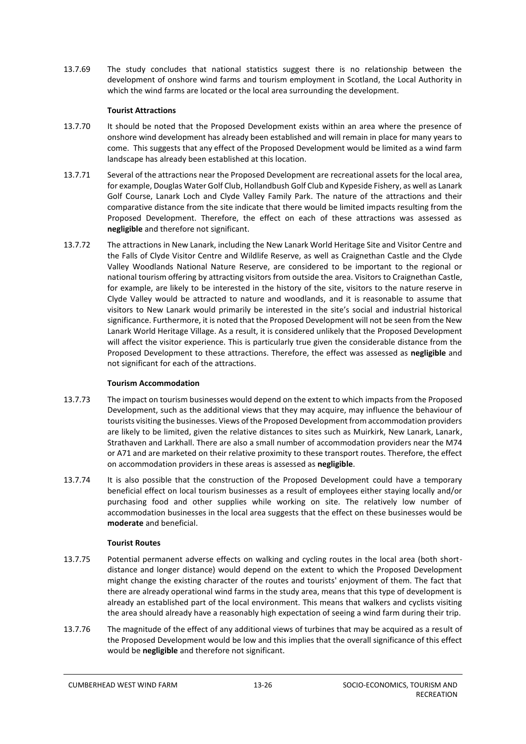13.7.69 The study concludes that national statistics suggest there is no relationship between the development of onshore wind farms and tourism employment in Scotland, the Local Authority in which the wind farms are located or the local area surrounding the development.

**Tourist Attractions**

13.7.70 It should be noted that the Proposed Development exists within an area where the presence of onshore wind development has already been established and will remain in place for many years to come. This suggests that any effect of the Proposed Development would be limited as a wind farm landscape has already been established at this location.

13.7.71 Several of the attractions near the Proposed Development are recreational assets for the local area, for example, Douglas Water Golf Club, Hollandbush Golf Club and Kypeside Fishery, as well as Lanark Golf Course, Lanark Loch and Clyde Valley Family Park. The nature of the attractions and their comparative distance from the site indicate that there would be limited impacts resulting from the Proposed Development. Therefore, the effect on each of these attractions was assessed as **negligible** and therefore not significant.

13.7.72 The attractions in New Lanark, including the New Lanark World Heritage Site and Visitor Centre and the Falls of Clyde Visitor Centre and Wildlife Reserve, as well as Craignethan Castle and the Clyde Valley Woodlands National Nature Reserve, are considered to be important to the regional or national tourism offering by attracting visitors from outside the area. Visitors to Craignethan Castle, for example, are likely to be interested in the history of the site, visitors to the nature reserve in Clyde Valley would be attracted to nature and woodlands, and it is reasonable to assume that visitors to New Lanark would primarily be interested in the site's social and industrial historical significance. Furthermore, it is noted that the Proposed Development will not be seen from the New Lanark World Heritage Village. As a result, it is considered unlikely that the Proposed Development will affect the visitor experience. This is particularly true given the considerable distance from the Proposed Development to these attractions. Therefore, the effect was assessed as **negligible** and not significant for each of the attractions.

**Tourism Accommodation**

13.7.73 The impact on tourism businesses would depend on the extent to which impacts from the Proposed Development, such as the additional views that they may acquire, may influence the behaviour of tourists visiting the businesses. Views of the Proposed Development from accommodation providers are likely to be limited, given the relative distances to sites such as Muirkirk, New Lanark, Lanark, Strathaven and Larkhall. There are also a small number of accommodation providers near the M74 or A71 and are marketed on their relative proximity to these transport routes. Therefore, the effect on accommodation providers in these areas is assessed as **negligible**.

13.7.74 It is also possible that the construction of the Proposed Development could have a temporary beneficial effect on local tourism businesses as a result of employees either staying locally and/or purchasing food and other supplies while working on site. The relatively low number of accommodation businesses in the local area suggests that the effect on these businesses would be **moderate** and beneficial.

**Tourist Routes**

13.7.75 Potential permanent adverse effects on walking and cycling routes in the local area (both short-distance and longer distance) would depend on the extent to which the Proposed Development might change the existing character of the routes and tourists' enjoyment of them. The fact that there are already operational wind farms in the study area, means that this type of development is already an established part of the local environment. This means that walkers and cyclists visiting the area should already have a reasonably high expectation of seeing a wind farm during their trip.

13.7.76 The magnitude of the effect of any additional views of turbines that may be acquired as a result of the Proposed Development would be low and this implies that the overall significance of this effect would be **negligible** and therefore not significant.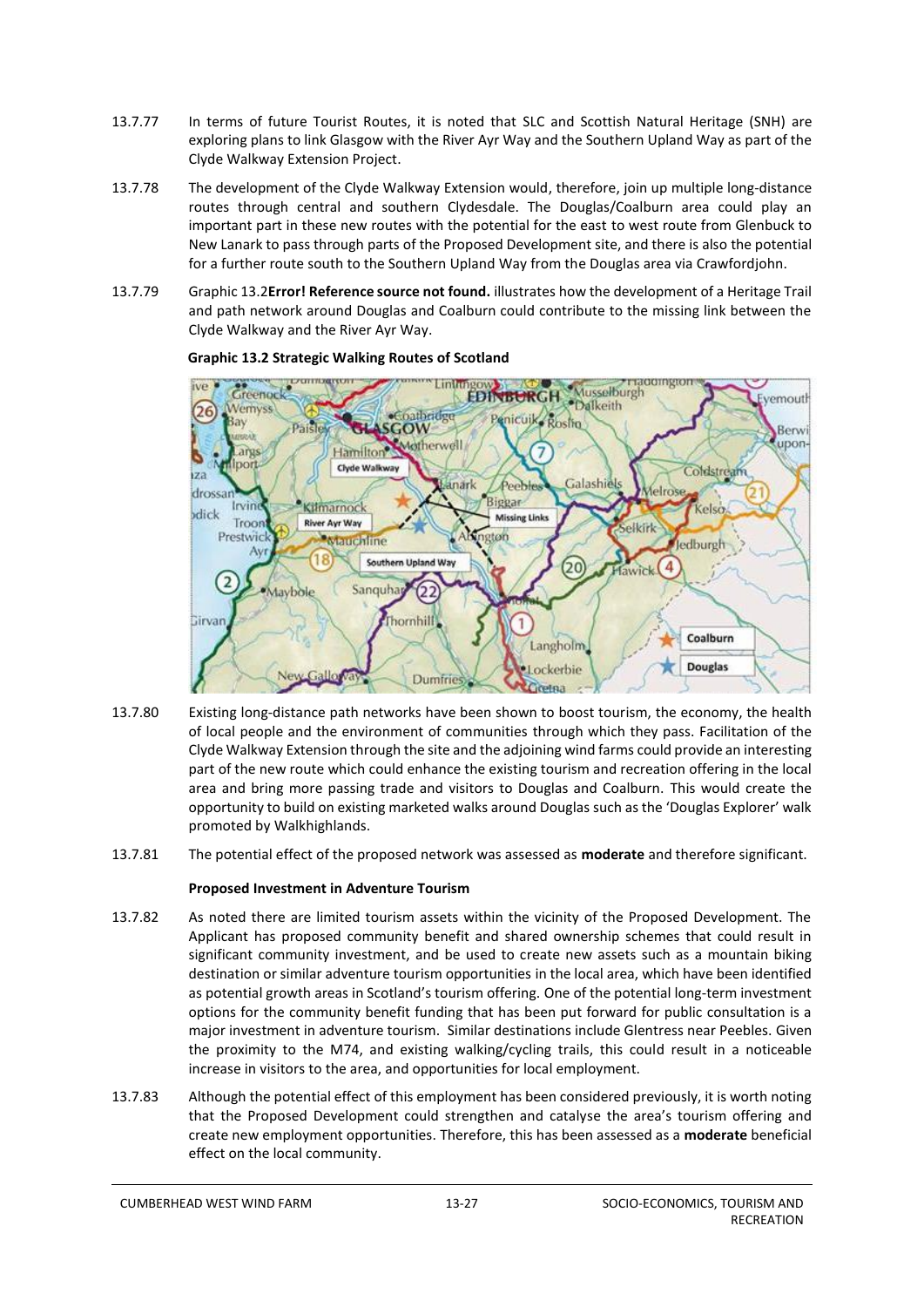13.7.77 In terms of future Tourist Routes, it is noted that SLC and Scottish Natural Heritage (SNH) are exploring plans to link Glasgow with the River Ayr Way and the Southern Upland Way as part of the Clyde Walkway Extension Project.

13.7.78 The development of the Clyde Walkway Extension would, therefore, join up multiple long-distance routes through central and southern Clydesdale. The Douglas/Coalburn area could play an important part in these new routes with the potential for the east to west route from Glenbuck to New Lanark to pass through parts of the Proposed Development site, and there is also the potential for a further route south to the Southern Upland Way from the Douglas area via Crawfordjohn.

13.7.79 Graphic 13.2**Error! Reference source not found.** illustrates how the development of a Heritage Trail and path network around Douglas and Coalburn could contribute to the missing link between the Clyde Walkway and the River Ayr Way.

**Graphic 13.2 Strategic Walking Routes of Scotland**

13.7.80 Existing long-distance path networks have been shown to boost tourism, the economy, the health of local people and the environment of communities through which they pass. Facilitation of the Clyde Walkway Extension through the site and the adjoining wind farms could provide an interesting part of the new route which could enhance the existing tourism and recreation offering in the local area and bring more passing trade and visitors to Douglas and Coalburn. This would create the opportunity to build on existing marketed walks around Douglas such as the 'Douglas Explorer' walk promoted by Walkhighlands.

13.7.81 The potential effect of the proposed network was assessed as **moderate** and therefore significant.

**Proposed Investment in Adventure Tourism**

13.7.82 As noted there are limited tourism assets within the vicinity of the Proposed Development. The Applicant has proposed community benefit and shared ownership schemes that could result in significant community investment, and be used to create new assets such as a mountain biking destination or similar adventure tourism opportunities in the local area, which have been identified as potential growth areas in Scotland's tourism offering. One of the potential long-term investment options for the community benefit funding that has been put forward for public consultation is a major investment in adventure tourism. Similar destinations include Glentress near Peebles. Given the proximity to the M74, and existing walking/cycling trails, this could result in a noticeable increase in visitors to the area, and opportunities for local employment.

13.7.83 Although the potential effect of this employment has been considered previously, it is worth noting that the Proposed Development could strengthen and catalyse the area's tourism offering and create new employment opportunities. Therefore, this has been assessed as a **moderate** beneficial effect on the local community.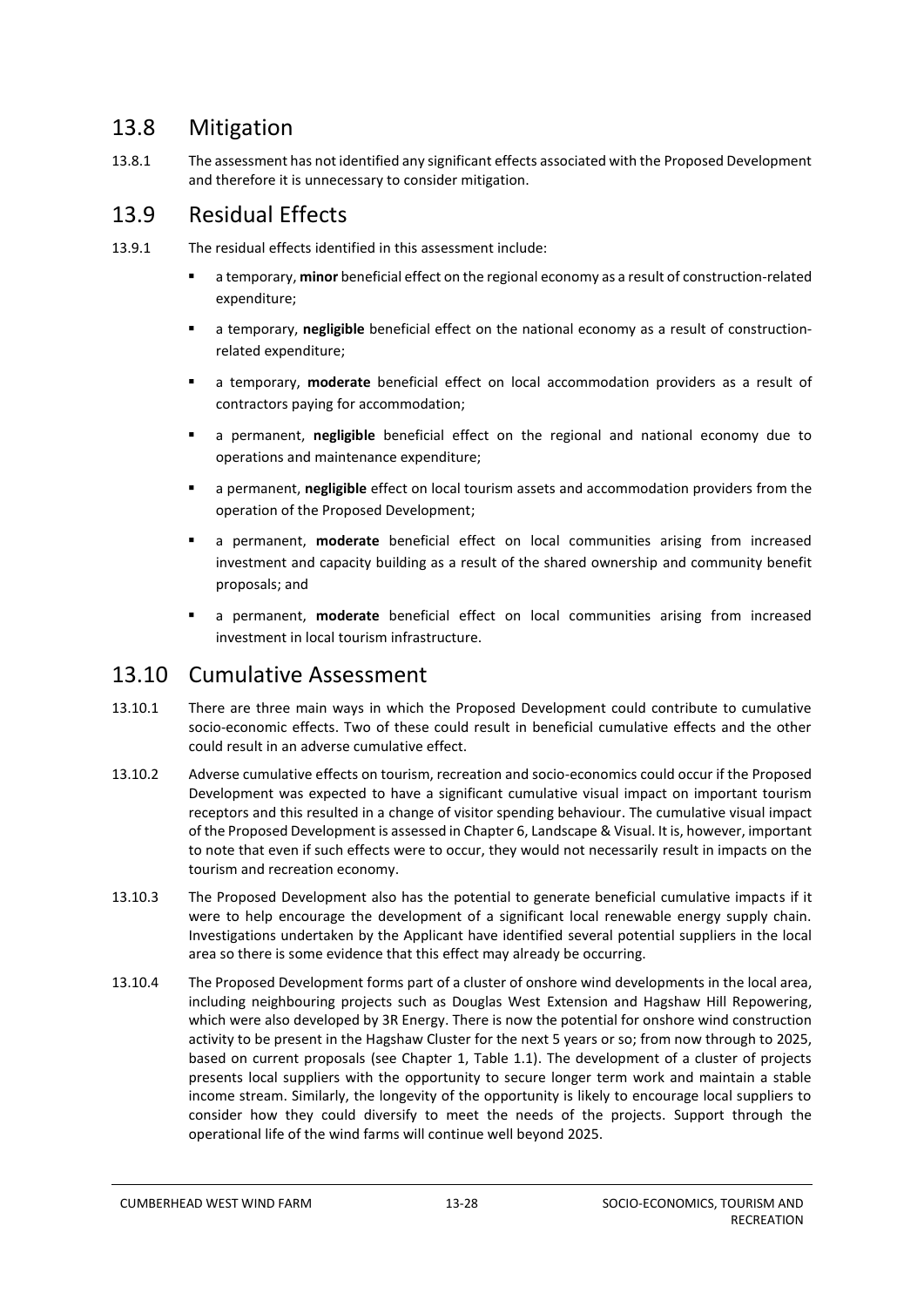## 13.8 Mitigation

13.8.1 The assessment has not identified any significant effects associated with the Proposed Development and therefore it is unnecessary to consider mitigation.

## 13.9 Residual Effects

13.9.1 The residual effects identified in this assessment include:

- a temporary, **minor** beneficial effect on the regional economy as a result of construction-related expenditure;
- a temporary, **negligible** beneficial effect on the national economy as a result of construction-related expenditure;
- a temporary, **moderate** beneficial effect on local accommodation providers as a result of contractors paying for accommodation;
- a permanent, **negligible** beneficial effect on the regional and national economy due to operations and maintenance expenditure;
- a permanent, **negligible** effect on local tourism assets and accommodation providers from the operation of the Proposed Development;
- a permanent, **moderate** beneficial effect on local communities arising from increased investment and capacity building as a result of the shared ownership and community benefit proposals; and
- a permanent, **moderate** beneficial effect on local communities arising from increased investment in local tourism infrastructure.

## 13.10 Cumulative Assessment

13.10.1 There are three main ways in which the Proposed Development could contribute to cumulative socio-economic effects. Two of these could result in beneficial cumulative effects and the other could result in an adverse cumulative effect.

13.10.2 Adverse cumulative effects on tourism, recreation and socio-economics could occur if the Proposed Development was expected to have a significant cumulative visual impact on important tourism receptors and this resulted in a change of visitor spending behaviour. The cumulative visual impact of the Proposed Development is assessed in Chapter 6, Landscape & Visual. It is, however, important to note that even if such effects were to occur, they would not necessarily result in impacts on the tourism and recreation economy.

13.10.3 The Proposed Development also has the potential to generate beneficial cumulative impacts if it were to help encourage the development of a significant local renewable energy supply chain. Investigations undertaken by the Applicant have identified several potential suppliers in the local area so there is some evidence that this effect may already be occurring.

13.10.4 The Proposed Development forms part of a cluster of onshore wind developments in the local area, including neighbouring projects such as Douglas West Extension and Hagshaw Hill Repowering, which were also developed by 3R Energy. There is now the potential for onshore wind construction activity to be present in the Hagshaw Cluster for the next 5 years or so; from now through to 2025, based on current proposals (see Chapter 1, Table 1.1). The development of a cluster of projects presents local suppliers with the opportunity to secure longer term work and maintain a stable income stream. Similarly, the longevity of the opportunity is likely to encourage local suppliers to consider how they could diversify to meet the needs of the projects. Support through the operational life of the wind farms will continue well beyond 2025.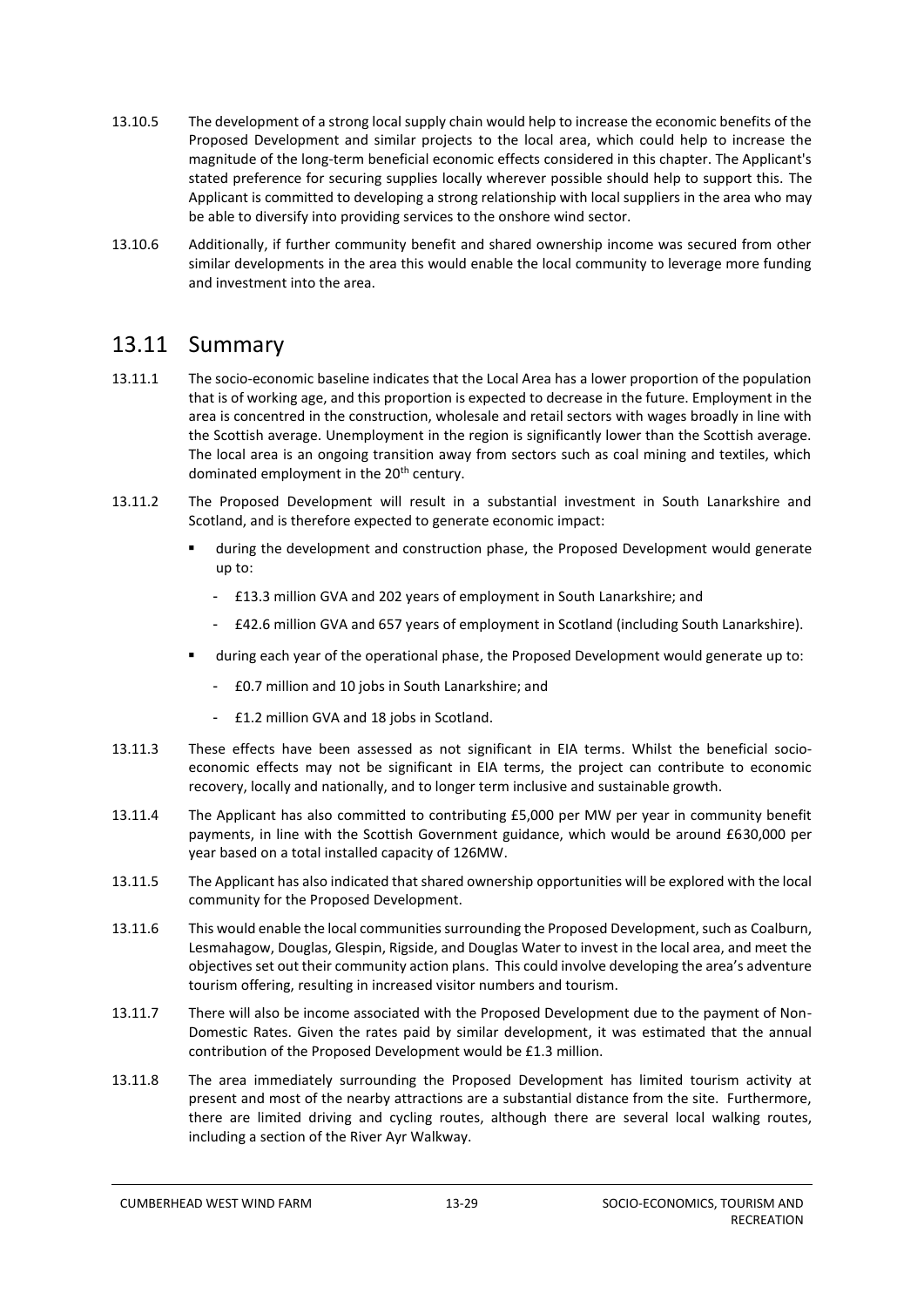13.10.5 The development of a strong local supply chain would help to increase the economic benefits of the Proposed Development and similar projects to the local area, which could help to increase the magnitude of the long-term beneficial economic effects considered in this chapter. The Applicant's stated preference for securing supplies locally wherever possible should help to support this. The Applicant is committed to developing a strong relationship with local suppliers in the area who may be able to diversify into providing services to the onshore wind sector.

13.10.6 Additionally, if further community benefit and shared ownership income was secured from other similar developments in the area this would enable the local community to leverage more funding and investment into the area.

## 13.11 Summary

13.11.1 The socio-economic baseline indicates that the Local Area has a lower proportion of the population that is of working age, and this proportion is expected to decrease in the future. Employment in the area is concentred in the construction, wholesale and retail sectors with wages broadly in line with the Scottish average. Unemployment in the region is significantly lower than the Scottish average. The local area is an ongoing transition away from sectors such as coal mining and textiles, which dominated employment in the 20th century.

13.11.2 The Proposed Development will result in a substantial investment in South Lanarkshire and Scotland, and is therefore expected to generate economic impact:

- during the development and construction phase, the Proposed Development would generate up to:
  - £13.3 million GVA and 202 years of employment in South Lanarkshire; and
  - £42.6 million GVA and 657 years of employment in Scotland (including South Lanarkshire).
- during each year of the operational phase, the Proposed Development would generate up to:
  - £0.7 million and 10 jobs in South Lanarkshire; and
  - £1.2 million GVA and 18 jobs in Scotland.

13.11.3 These effects have been assessed as not significant in EIA terms. Whilst the beneficial socio-economic effects may not be significant in EIA terms, the project can contribute to economic recovery, locally and nationally, and to longer term inclusive and sustainable growth.

13.11.4 The Applicant has also committed to contributing £5,000 per MW per year in community benefit payments, in line with the Scottish Government guidance, which would be around £630,000 per year based on a total installed capacity of 126MW.

13.11.5 The Applicant has also indicated that shared ownership opportunities will be explored with the local community for the Proposed Development.

13.11.6 This would enable the local communities surrounding the Proposed Development, such as Coalburn, Lesmahagow, Douglas, Glespin, Rigside, and Douglas Water to invest in the local area, and meet the objectives set out their community action plans. This could involve developing the area's adventure tourism offering, resulting in increased visitor numbers and tourism.

13.11.7 There will also be income associated with the Proposed Development due to the payment of Non-Domestic Rates. Given the rates paid by similar development, it was estimated that the annual contribution of the Proposed Development would be £1.3 million.

13.11.8 The area immediately surrounding the Proposed Development has limited tourism activity at present and most of the nearby attractions are a substantial distance from the site. Furthermore, there are limited driving and cycling routes, although there are several local walking routes, including a section of the River Ayr Walkway.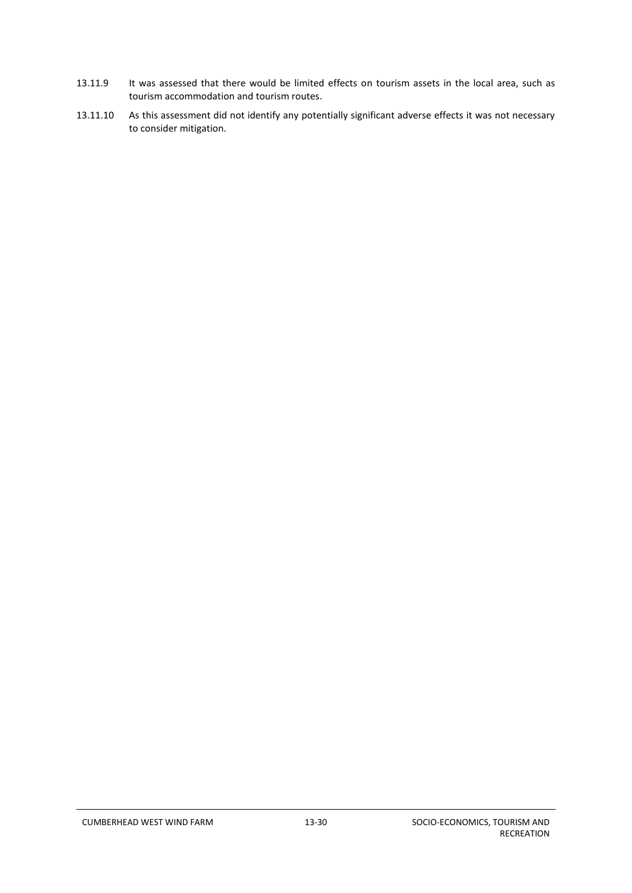13.11.9 It was assessed that there would be limited effects on tourism assets in the local area, such as tourism accommodation and tourism routes.

13.11.10 As this assessment did not identify any potentially significant adverse effects it was not necessary to consider mitigation.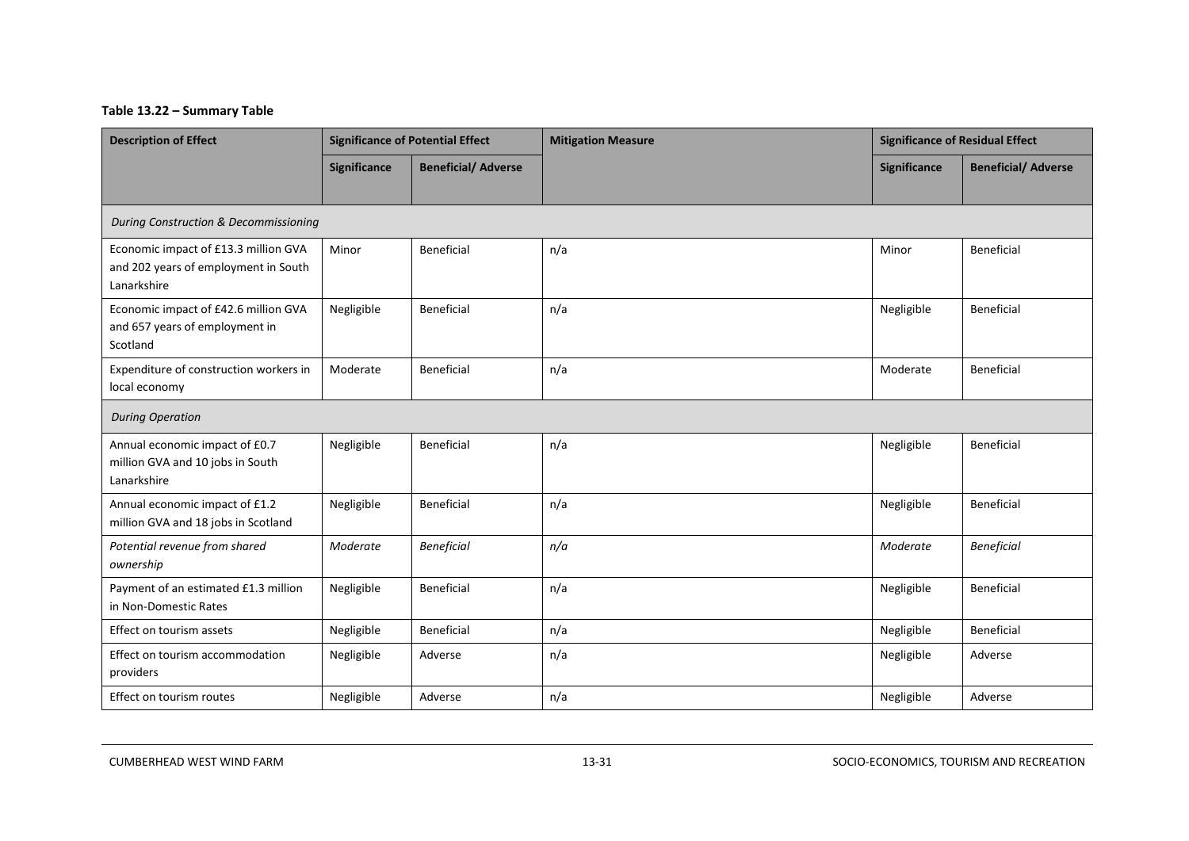**Table 13.22 – Summary Table**

| Description of Effect | Significance of Potential Effect | | Mitigation Measure | Significance of Residual Effect | |
|---|---|---|---|---|---|
| | Significance | Beneficial/ Adverse | | Significance | Beneficial/ Adverse |
| *During Construction & Decommissioning* | | | | | |
| Economic impact of £13.3 million GVA and 202 years of employment in South Lanarkshire | Minor | Beneficial | n/a | Minor | Beneficial |
| Economic impact of £42.6 million GVA and 657 years of employment in Scotland | Negligible | Beneficial | n/a | Negligible | Beneficial |
| Expenditure of construction workers in local economy | Moderate | Beneficial | n/a | Moderate | Beneficial |
| *During Operation* | | | | | |
| Annual economic impact of £0.7 million GVA and 10 jobs in South Lanarkshire | Negligible | Beneficial | n/a | Negligible | Beneficial |
| Annual economic impact of £1.2 million GVA and 18 jobs in Scotland | Negligible | Beneficial | n/a | Negligible | Beneficial |
| *Potential revenue from shared ownership* | *Moderate* | *Beneficial* | *n/a* | *Moderate* | *Beneficial* |
| Payment of an estimated £1.3 million in Non-Domestic Rates | Negligible | Beneficial | n/a | Negligible | Beneficial |
| Effect on tourism assets | Negligible | Beneficial | n/a | Negligible | Beneficial |
| Effect on tourism accommodation providers | Negligible | Adverse | n/a | Negligible | Adverse |
| Effect on tourism routes | Negligible | Adverse | n/a | Negligible | Adverse |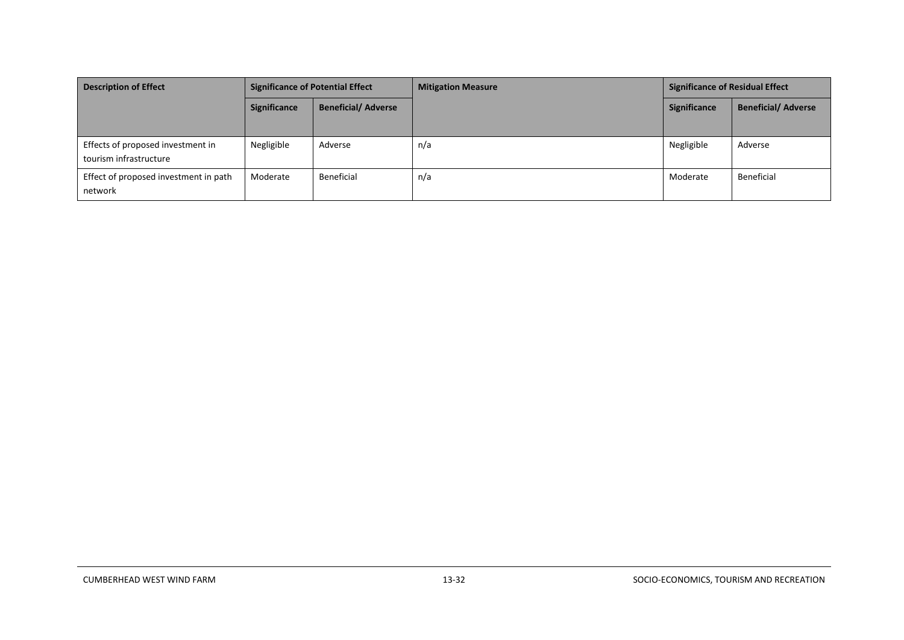| Description of Effect | Significance of Potential Effect | | Mitigation Measure | Significance of Residual Effect | |
|---|---|---|---|---|---|
| | Significance | Beneficial/ Adverse | | Significance | Beneficial/ Adverse |
| Effects of proposed investment in tourism infrastructure | Negligible | Adverse | n/a | Negligible | Adverse |
| Effect of proposed investment in path network | Moderate | Beneficial | n/a | Moderate | Beneficial |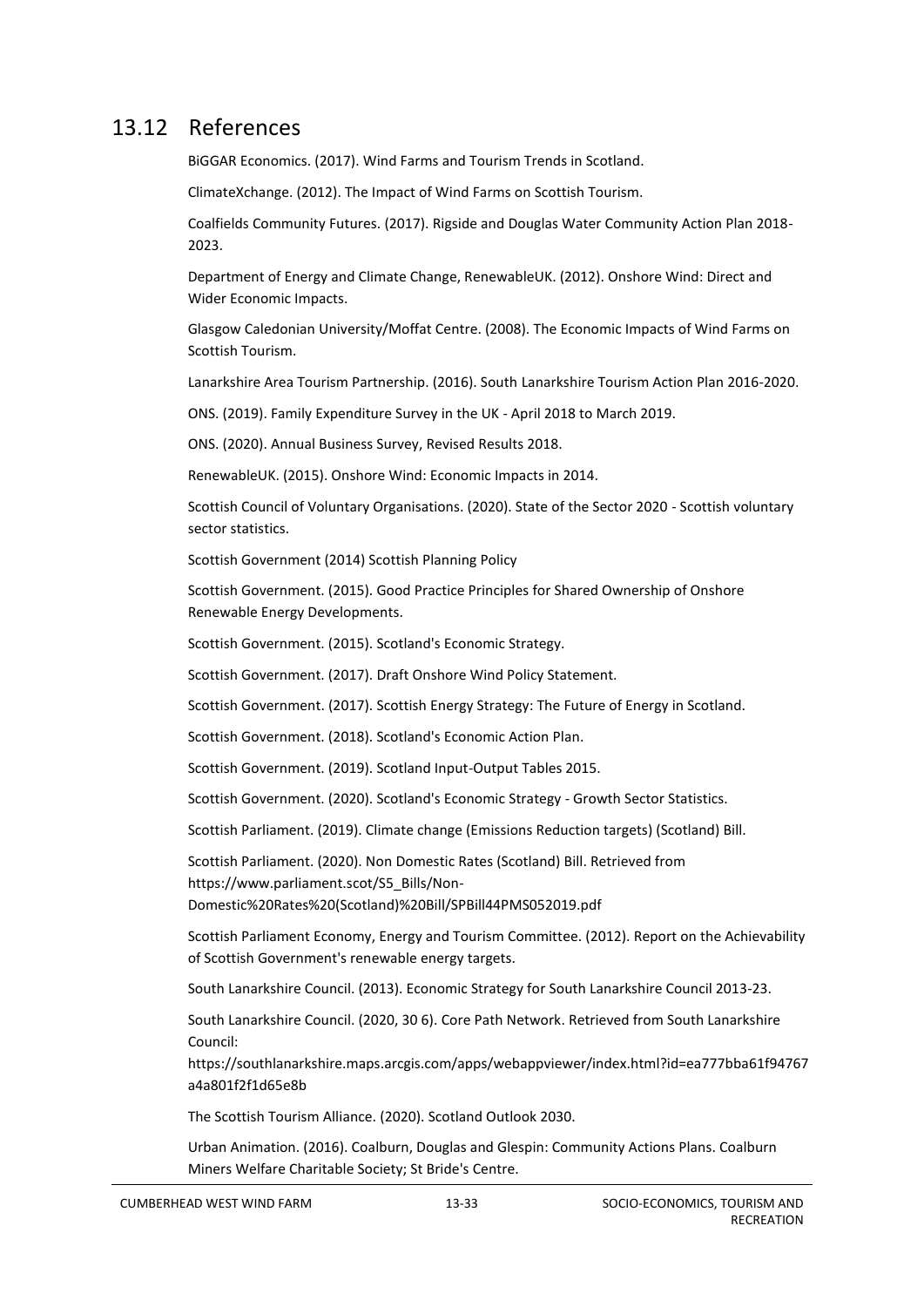## 13.12 References

BiGGAR Economics. (2017). Wind Farms and Tourism Trends in Scotland.

ClimateXchange. (2012). The Impact of Wind Farms on Scottish Tourism.

Coalfields Community Futures. (2017). Rigside and Douglas Water Community Action Plan 2018-2023.

Department of Energy and Climate Change, RenewableUK. (2012). Onshore Wind: Direct and Wider Economic Impacts.

Glasgow Caledonian University/Moffat Centre. (2008). The Economic Impacts of Wind Farms on Scottish Tourism.

Lanarkshire Area Tourism Partnership. (2016). South Lanarkshire Tourism Action Plan 2016-2020.

ONS. (2019). Family Expenditure Survey in the UK - April 2018 to March 2019.

ONS. (2020). Annual Business Survey, Revised Results 2018.

RenewableUK. (2015). Onshore Wind: Economic Impacts in 2014.

Scottish Council of Voluntary Organisations. (2020). State of the Sector 2020 - Scottish voluntary sector statistics.

Scottish Government (2014) Scottish Planning Policy

Scottish Government. (2015). Good Practice Principles for Shared Ownership of Onshore Renewable Energy Developments.

Scottish Government. (2015). Scotland's Economic Strategy.

Scottish Government. (2017). Draft Onshore Wind Policy Statement.

Scottish Government. (2017). Scottish Energy Strategy: The Future of Energy in Scotland.

Scottish Government. (2018). Scotland's Economic Action Plan.

Scottish Government. (2019). Scotland Input-Output Tables 2015.

Scottish Government. (2020). Scotland's Economic Strategy - Growth Sector Statistics.

Scottish Parliament. (2019). Climate change (Emissions Reduction targets) (Scotland) Bill.

Scottish Parliament. (2020). Non Domestic Rates (Scotland) Bill. Retrieved from https://www.parliament.scot/S5_Bills/Non-Domestic%20Rates%20(Scotland)%20Bill/SPBill44PMS052019.pdf

Scottish Parliament Economy, Energy and Tourism Committee. (2012). Report on the Achievability of Scottish Government's renewable energy targets.

South Lanarkshire Council. (2013). Economic Strategy for South Lanarkshire Council 2013-23.

South Lanarkshire Council. (2020, 30 6). Core Path Network. Retrieved from South Lanarkshire Council: https://southlanarkshire.maps.arcgis.com/apps/webappviewer/index.html?id=ea777bba61f94767a4a801f2f1d65e8b

The Scottish Tourism Alliance. (2020). Scotland Outlook 2030.

Urban Animation. (2016). Coalburn, Douglas and Glespin: Community Actions Plans. Coalburn Miners Welfare Charitable Society; St Bride's Centre.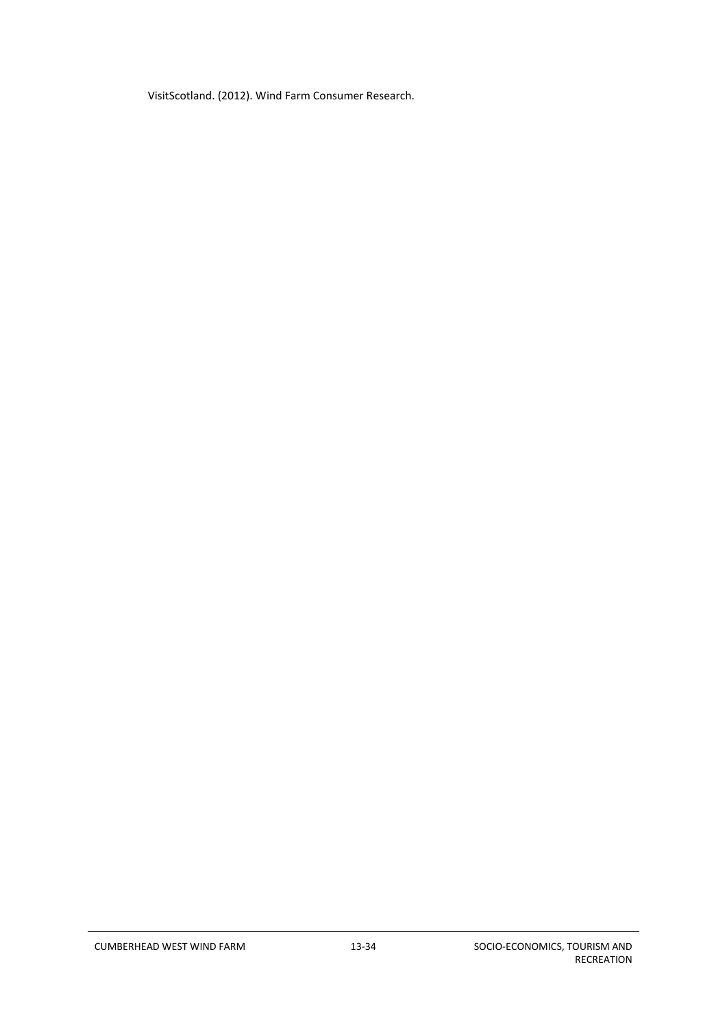VisitScotland. (2012). Wind Farm Consumer Research.